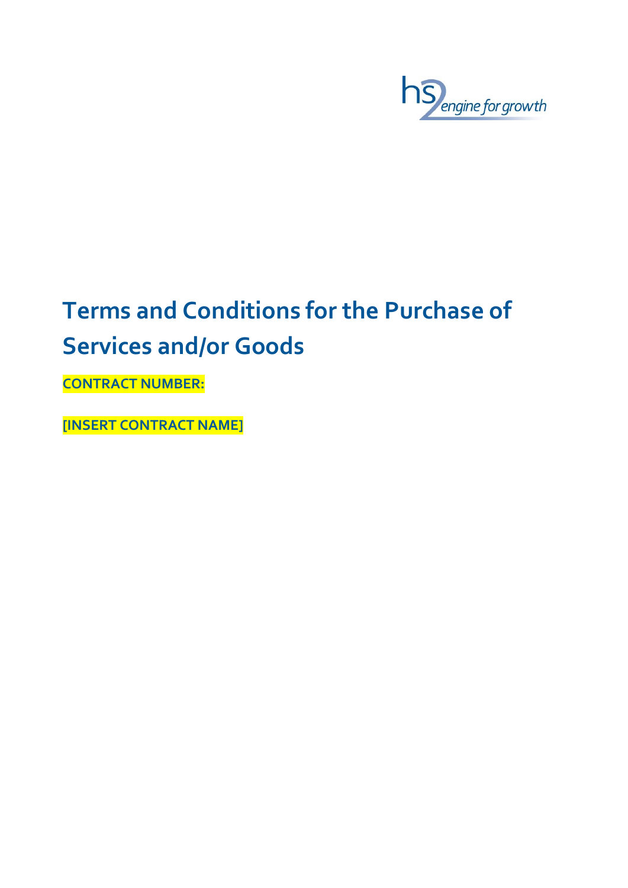hs2 engine for growth

# Terms and Conditions for the Purchase of Services and/or Goods

**CONTRACT NUMBER:**

**[INSERT CONTRACT NAME]**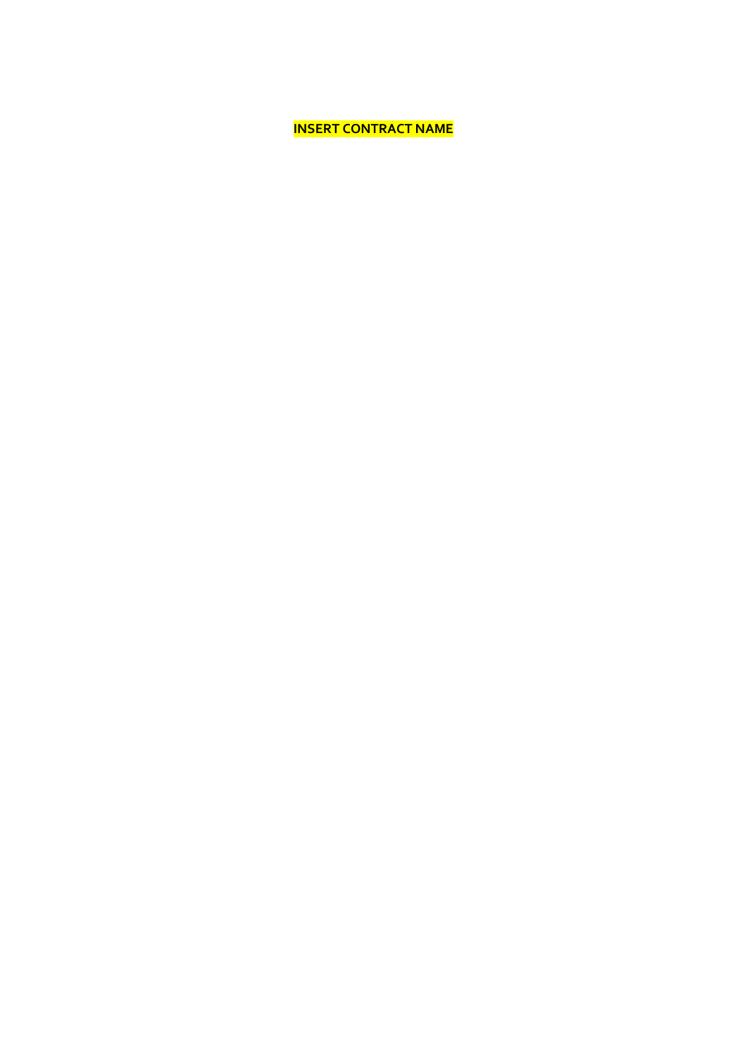**INSERT CONTRACT NAME**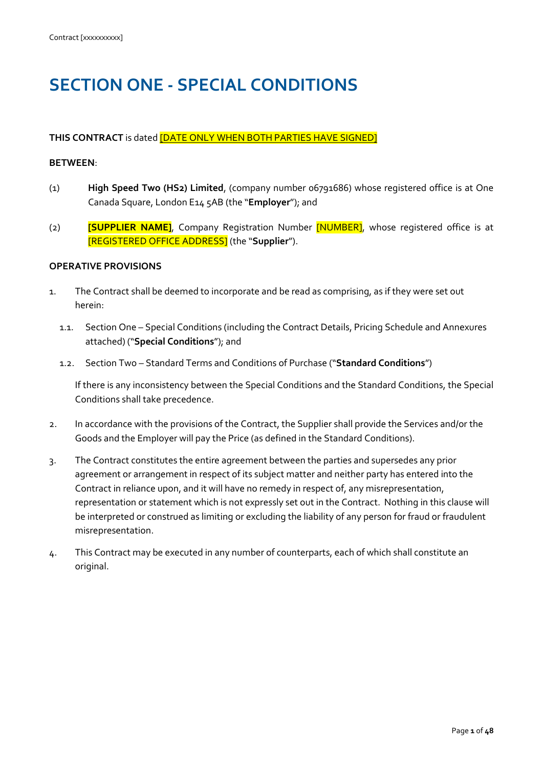# SECTION ONE - SPECIAL CONDITIONS

**THIS CONTRACT** is dated [DATE ONLY WHEN BOTH PARTIES HAVE SIGNED]

**BETWEEN**:

(1) **High Speed Two (HS2) Limited**, (company number 06791686) whose registered office is at One Canada Square, London E14 5AB (the "**Employer**"); and

(2) **[SUPPLIER NAME]**, Company Registration Number [NUMBER], whose registered office is at [REGISTERED OFFICE ADDRESS] (the "**Supplier**").

**OPERATIVE PROVISIONS**

1. The Contract shall be deemed to incorporate and be read as comprising, as if they were set out herein:

   1.1. Section One – Special Conditions (including the Contract Details, Pricing Schedule and Annexures attached) ("**Special Conditions**"); and

   1.2. Section Two – Standard Terms and Conditions of Purchase ("**Standard Conditions**")

   If there is any inconsistency between the Special Conditions and the Standard Conditions, the Special Conditions shall take precedence.

2. In accordance with the provisions of the Contract, the Supplier shall provide the Services and/or the Goods and the Employer will pay the Price (as defined in the Standard Conditions).

3. The Contract constitutes the entire agreement between the parties and supersedes any prior agreement or arrangement in respect of its subject matter and neither party has entered into the Contract in reliance upon, and it will have no remedy in respect of, any misrepresentation, representation or statement which is not expressly set out in the Contract. Nothing in this clause will be interpreted or construed as limiting or excluding the liability of any person for fraud or fraudulent misrepresentation.

4. This Contract may be executed in any number of counterparts, each of which shall constitute an original.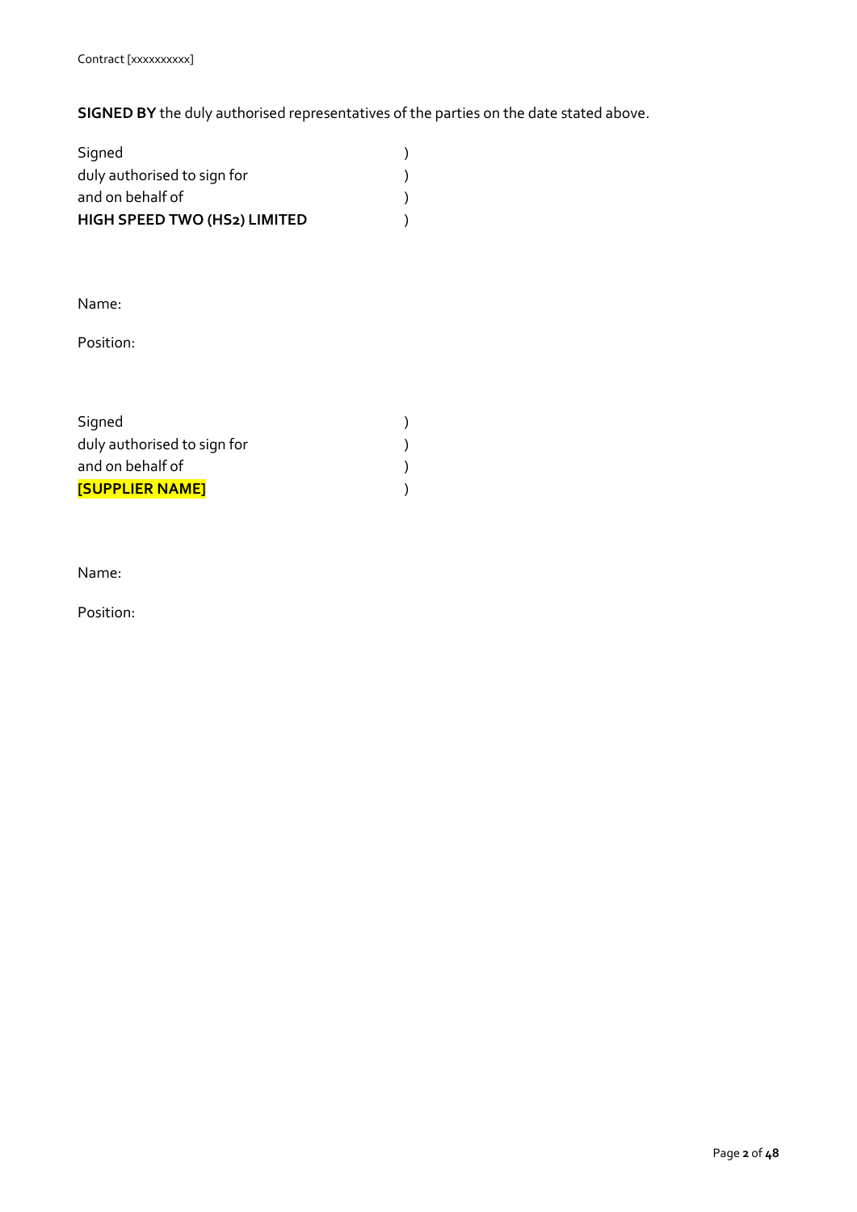**SIGNED BY** the duly authorised representatives of the parties on the date stated above.

Signed )
duly authorised to sign for )
and on behalf of )
**HIGH SPEED TWO (HS2) LIMITED** )

Name:

Position:

Signed )
duly authorised to sign for )
and on behalf of )
**[SUPPLIER NAME]** )

Name:

Position: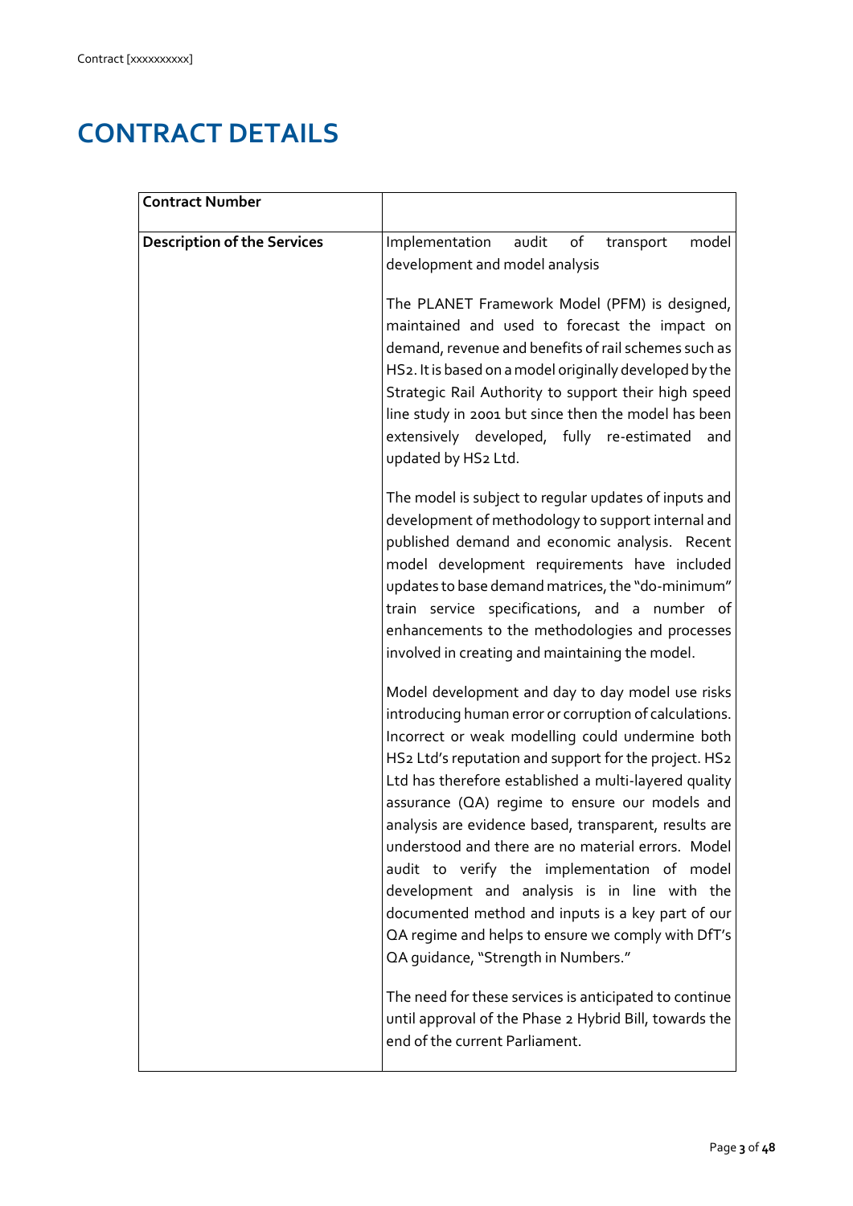# CONTRACT DETAILS

| | |
|---|---|
| **Contract Number** | |
| **Description of the Services** | Implementation audit of transport model development and model analysis<br><br>The PLANET Framework Model (PFM) is designed, maintained and used to forecast the impact on demand, revenue and benefits of rail schemes such as HS2. It is based on a model originally developed by the Strategic Rail Authority to support their high speed line study in 2001 but since then the model has been extensively developed, fully re-estimated and updated by HS2 Ltd.<br><br>The model is subject to regular updates of inputs and development of methodology to support internal and published demand and economic analysis. Recent model development requirements have included updates to base demand matrices, the "do-minimum" train service specifications, and a number of enhancements to the methodologies and processes involved in creating and maintaining the model.<br><br>Model development and day to day model use risks introducing human error or corruption of calculations. Incorrect or weak modelling could undermine both HS2 Ltd's reputation and support for the project. HS2 Ltd has therefore established a multi-layered quality assurance (QA) regime to ensure our models and analysis are evidence based, transparent, results are understood and there are no material errors. Model audit to verify the implementation of model development and analysis is in line with the documented method and inputs is a key part of our QA regime and helps to ensure we comply with DfT's QA guidance, "Strength in Numbers."<br><br>The need for these services is anticipated to continue until approval of the Phase 2 Hybrid Bill, towards the end of the current Parliament. |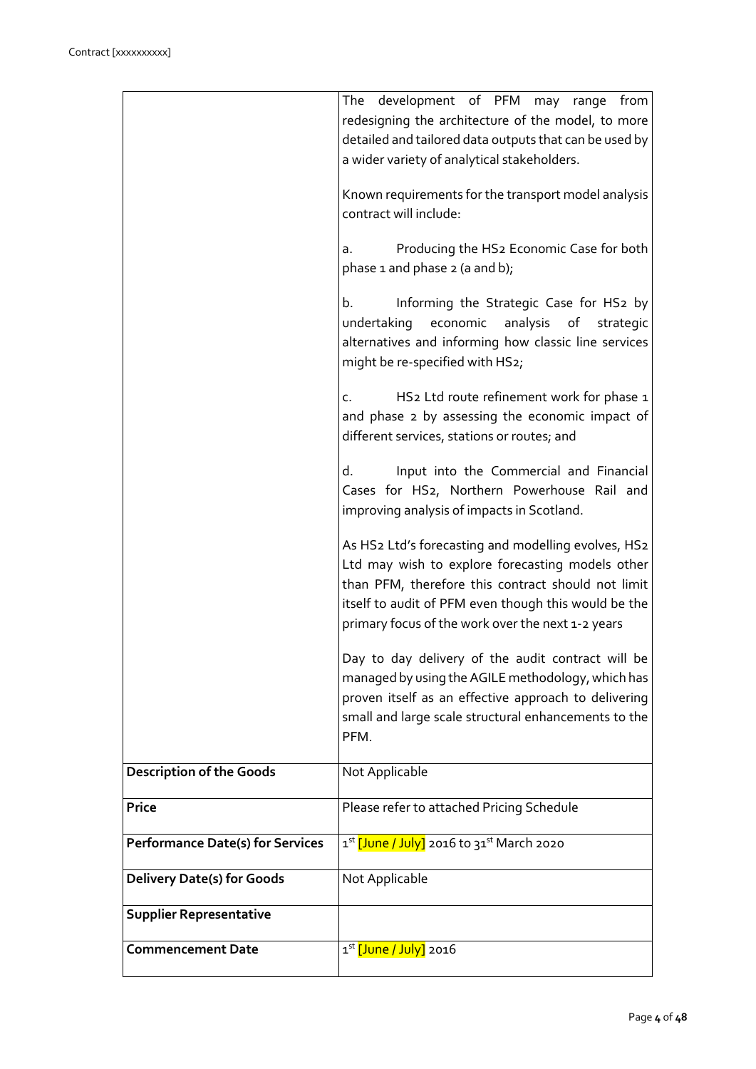| | |
|---|---|
| | The development of PFM may range from redesigning the architecture of the model, to more detailed and tailored data outputs that can be used by a wider variety of analytical stakeholders.<br><br>Known requirements for the transport model analysis contract will include:<br><br>a. Producing the HS2 Economic Case for both phase 1 and phase 2 (a and b);<br><br>b. Informing the Strategic Case for HS2 by undertaking economic analysis of strategic alternatives and informing how classic line services might be re-specified with HS2;<br><br>c. HS2 Ltd route refinement work for phase 1 and phase 2 by assessing the economic impact of different services, stations or routes; and<br><br>d. Input into the Commercial and Financial Cases for HS2, Northern Powerhouse Rail and improving analysis of impacts in Scotland.<br><br>As HS2 Ltd's forecasting and modelling evolves, HS2 Ltd may wish to explore forecasting models other than PFM, therefore this contract should not limit itself to audit of PFM even though this would be the primary focus of the work over the next 1-2 years<br><br>Day to day delivery of the audit contract will be managed by using the AGILE methodology, which has proven itself as an effective approach to delivering small and large scale structural enhancements to the PFM. |
| **Description of the Goods** | Not Applicable |
| **Price** | Please refer to attached Pricing Schedule |
| **Performance Date(s) for Services** | 1st [June / July] 2016 to 31st March 2020 |
| **Delivery Date(s) for Goods** | Not Applicable |
| **Supplier Representative** | |
| **Commencement Date** | 1st [June / July] 2016 |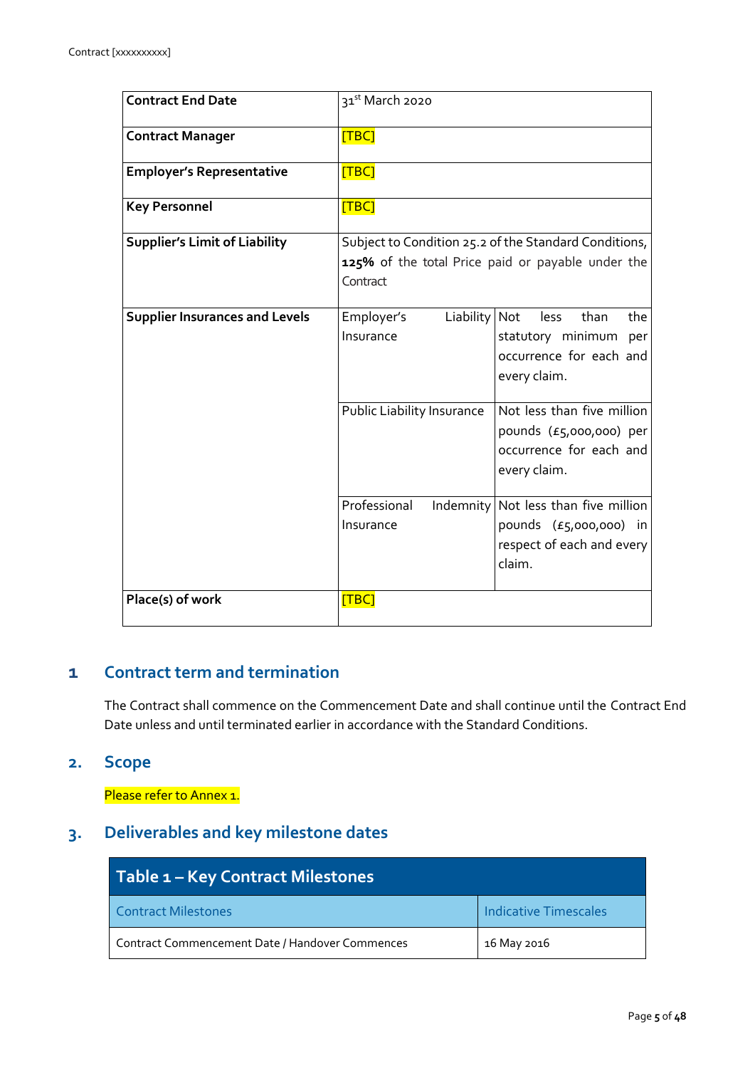| | | |
|---|---|---|
| **Contract End Date** | 31st March 2020 | |
| **Contract Manager** | [TBC] | |
| **Employer's Representative** | [TBC] | |
| **Key Personnel** | [TBC] | |
| **Supplier's Limit of Liability** | Subject to Condition 25.2 of the Standard Conditions, **125%** of the total Price paid or payable under the Contract | |
| **Supplier Insurances and Levels** | Employer's Liability Insurance | Not less than the statutory minimum per occurrence for each and every claim. |
| | Public Liability Insurance | Not less than five million pounds (£5,000,000) per occurrence for each and every claim. |
| | Professional Indemnity Insurance | Not less than five million pounds (£5,000,000) in respect of each and every claim. |
| **Place(s) of work** | [TBC] | |

## 1 Contract term and termination

The Contract shall commence on the Commencement Date and shall continue until the Contract End Date unless and until terminated earlier in accordance with the Standard Conditions.

## 2. Scope

Please refer to Annex 1.

## 3. Deliverables and key milestone dates

| **Table 1 – Key Contract Milestones** | |
|---|---|
| Contract Milestones | Indicative Timescales |
| Contract Commencement Date / Handover Commences | 16 May 2016 |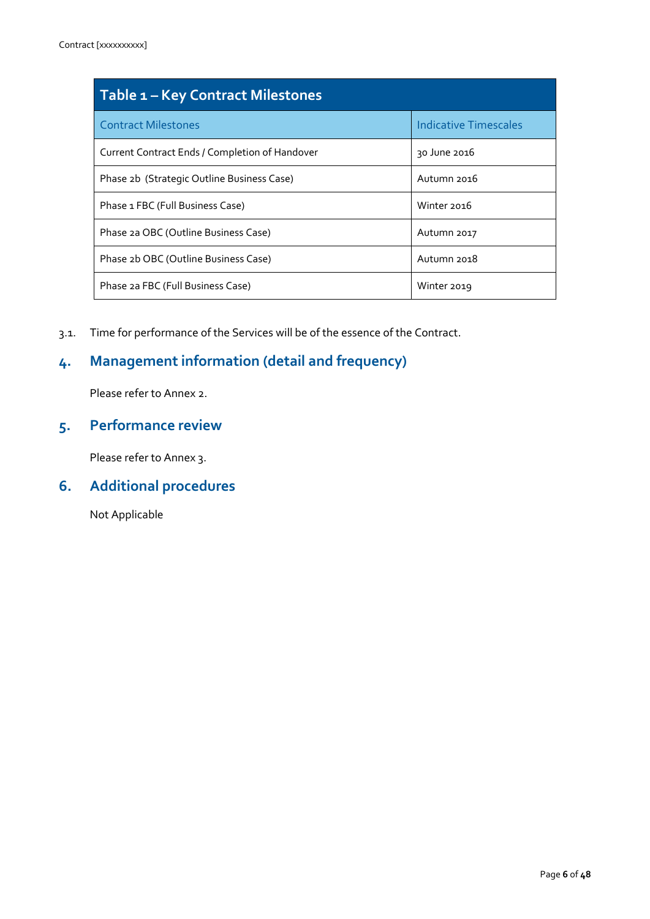| Table 1 – Key Contract Milestones | |
|---|---|
| Contract Milestones | Indicative Timescales |
| Current Contract Ends / Completion of Handover | 30 June 2016 |
| Phase 2b (Strategic Outline Business Case) | Autumn 2016 |
| Phase 1 FBC (Full Business Case) | Winter 2016 |
| Phase 2a OBC (Outline Business Case) | Autumn 2017 |
| Phase 2b OBC (Outline Business Case) | Autumn 2018 |
| Phase 2a FBC (Full Business Case) | Winter 2019 |

3.1. Time for performance of the Services will be of the essence of the Contract.

## 4. Management information (detail and frequency)

Please refer to Annex 2.

## 5. Performance review

Please refer to Annex 3.

## 6. Additional procedures

Not Applicable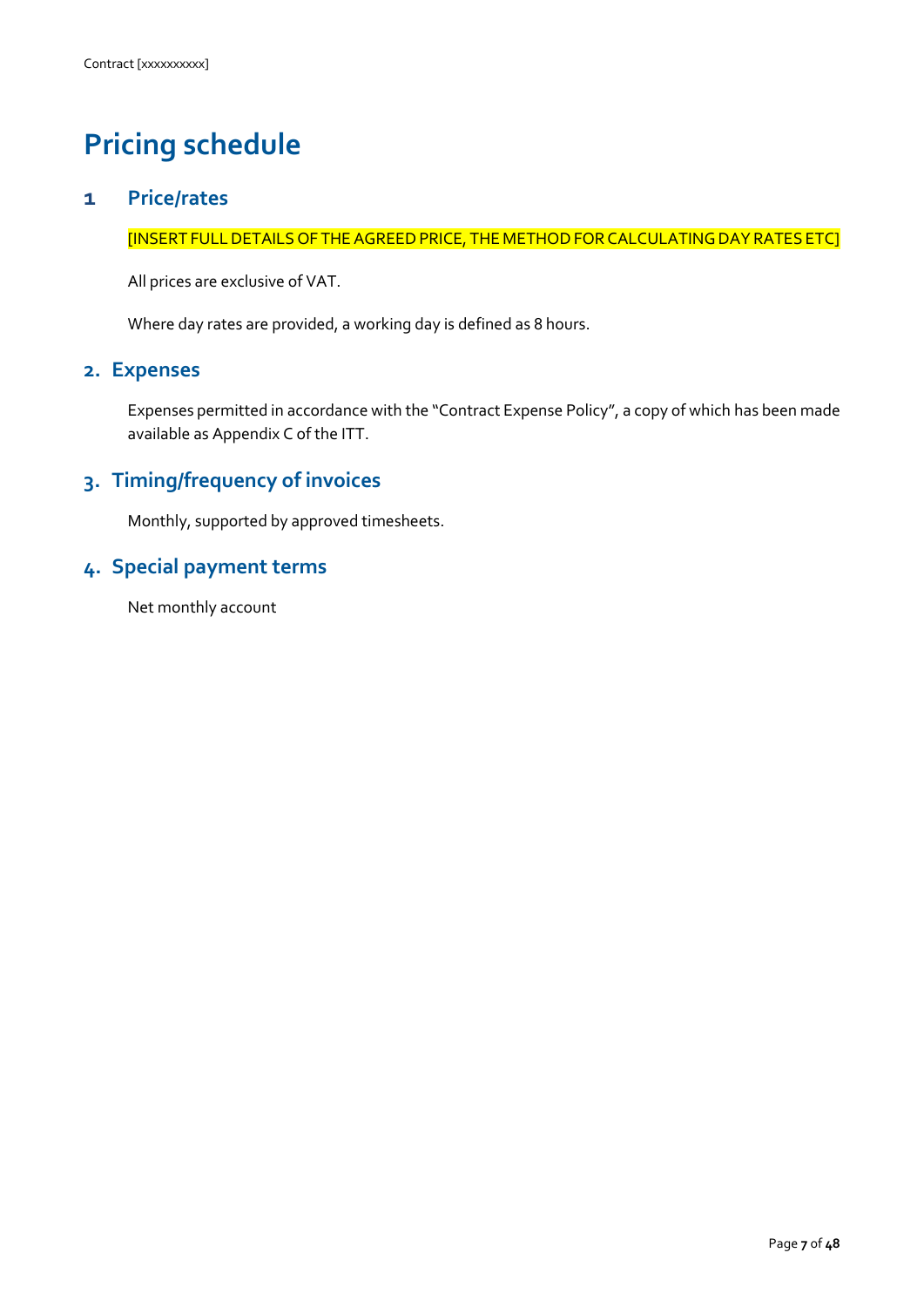# Pricing schedule

## 1 Price/rates

[INSERT FULL DETAILS OF THE AGREED PRICE, THE METHOD FOR CALCULATING DAY RATES ETC]

All prices are exclusive of VAT.

Where day rates are provided, a working day is defined as 8 hours.

## 2. Expenses

Expenses permitted in accordance with the "Contract Expense Policy", a copy of which has been made available as Appendix C of the ITT.

## 3. Timing/frequency of invoices

Monthly, supported by approved timesheets.

## 4. Special payment terms

Net monthly account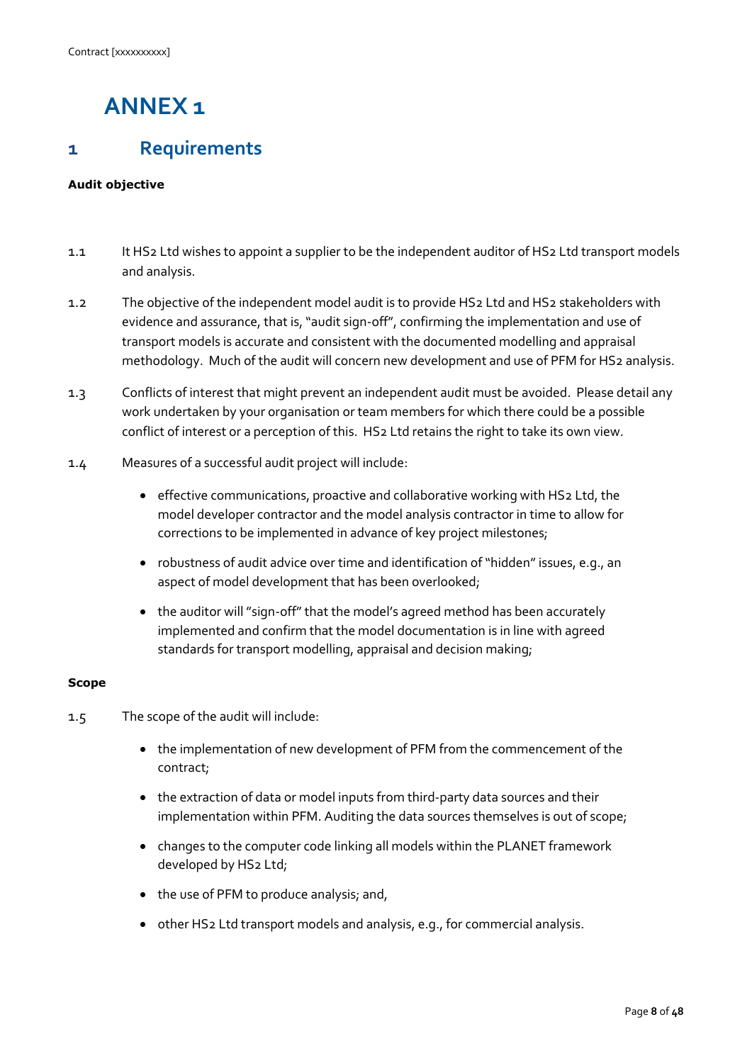# ANNEX 1

## 1 Requirements

**Audit objective**

1.1 It HS2 Ltd wishes to appoint a supplier to be the independent auditor of HS2 Ltd transport models and analysis.

1.2 The objective of the independent model audit is to provide HS2 Ltd and HS2 stakeholders with evidence and assurance, that is, "audit sign-off", confirming the implementation and use of transport models is accurate and consistent with the documented modelling and appraisal methodology. Much of the audit will concern new development and use of PFM for HS2 analysis.

1.3 Conflicts of interest that might prevent an independent audit must be avoided. Please detail any work undertaken by your organisation or team members for which there could be a possible conflict of interest or a perception of this. HS2 Ltd retains the right to take its own view.

1.4 Measures of a successful audit project will include:

- effective communications, proactive and collaborative working with HS2 Ltd, the model developer contractor and the model analysis contractor in time to allow for corrections to be implemented in advance of key project milestones;
- robustness of audit advice over time and identification of "hidden" issues, e.g., an aspect of model development that has been overlooked;
- the auditor will "sign-off" that the model's agreed method has been accurately implemented and confirm that the model documentation is in line with agreed standards for transport modelling, appraisal and decision making;

**Scope**

1.5 The scope of the audit will include:

- the implementation of new development of PFM from the commencement of the contract;
- the extraction of data or model inputs from third-party data sources and their implementation within PFM. Auditing the data sources themselves is out of scope;
- changes to the computer code linking all models within the PLANET framework developed by HS2 Ltd;
- the use of PFM to produce analysis; and,
- other HS2 Ltd transport models and analysis, e.g., for commercial analysis.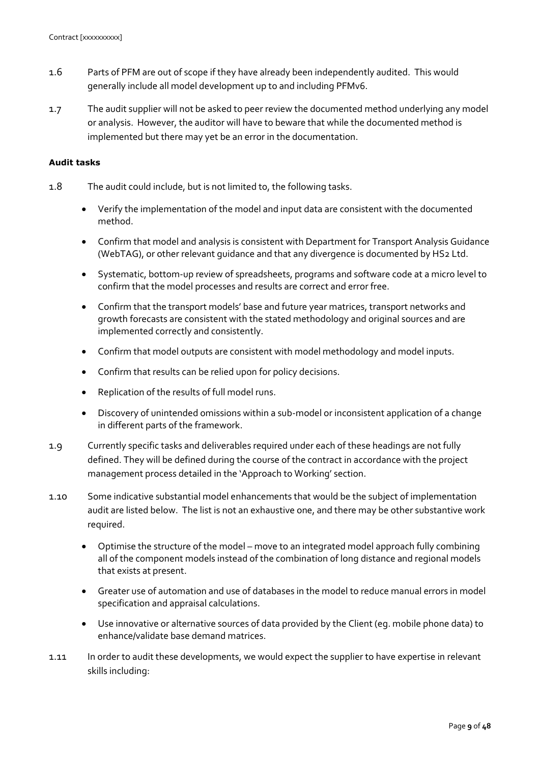1.6 Parts of PFM are out of scope if they have already been independently audited. This would generally include all model development up to and including PFMv6.

1.7 The audit supplier will not be asked to peer review the documented method underlying any model or analysis. However, the auditor will have to beware that while the documented method is implemented but there may yet be an error in the documentation.

**Audit tasks**

1.8 The audit could include, but is not limited to, the following tasks.

- Verify the implementation of the model and input data are consistent with the documented method.
- Confirm that model and analysis is consistent with Department for Transport Analysis Guidance (WebTAG), or other relevant guidance and that any divergence is documented by HS2 Ltd.
- Systematic, bottom-up review of spreadsheets, programs and software code at a micro level to confirm that the model processes and results are correct and error free.
- Confirm that the transport models' base and future year matrices, transport networks and growth forecasts are consistent with the stated methodology and original sources and are implemented correctly and consistently.
- Confirm that model outputs are consistent with model methodology and model inputs.
- Confirm that results can be relied upon for policy decisions.
- Replication of the results of full model runs.
- Discovery of unintended omissions within a sub-model or inconsistent application of a change in different parts of the framework.

1.9 Currently specific tasks and deliverables required under each of these headings are not fully defined. They will be defined during the course of the contract in accordance with the project management process detailed in the 'Approach to Working' section.

1.10 Some indicative substantial model enhancements that would be the subject of implementation audit are listed below. The list is not an exhaustive one, and there may be other substantive work required.

- Optimise the structure of the model – move to an integrated model approach fully combining all of the component models instead of the combination of long distance and regional models that exists at present.
- Greater use of automation and use of databases in the model to reduce manual errors in model specification and appraisal calculations.
- Use innovative or alternative sources of data provided by the Client (eg. mobile phone data) to enhance/validate base demand matrices.

1.11 In order to audit these developments, we would expect the supplier to have expertise in relevant skills including: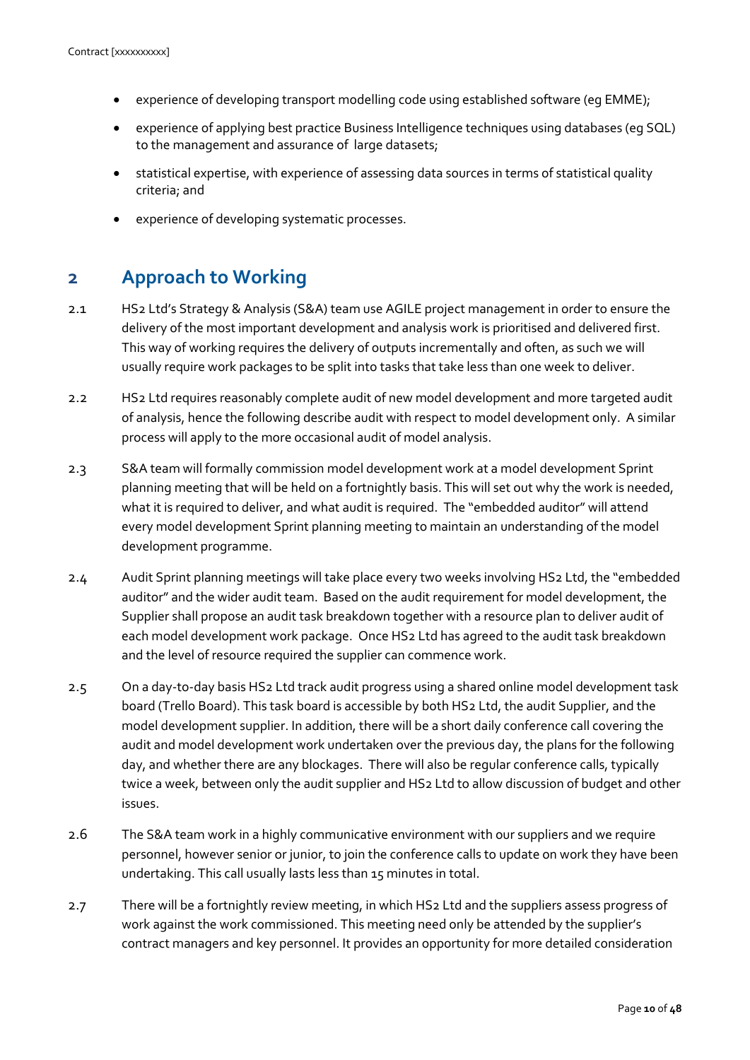- experience of developing transport modelling code using established software (eg EMME);
- experience of applying best practice Business Intelligence techniques using databases (eg SQL) to the management and assurance of large datasets;
- statistical expertise, with experience of assessing data sources in terms of statistical quality criteria; and
- experience of developing systematic processes.

## 2 Approach to Working

2.1 HS2 Ltd's Strategy & Analysis (S&A) team use AGILE project management in order to ensure the delivery of the most important development and analysis work is prioritised and delivered first. This way of working requires the delivery of outputs incrementally and often, as such we will usually require work packages to be split into tasks that take less than one week to deliver.

2.2 HS2 Ltd requires reasonably complete audit of new model development and more targeted audit of analysis, hence the following describe audit with respect to model development only. A similar process will apply to the more occasional audit of model analysis.

2.3 S&A team will formally commission model development work at a model development Sprint planning meeting that will be held on a fortnightly basis. This will set out why the work is needed, what it is required to deliver, and what audit is required. The "embedded auditor" will attend every model development Sprint planning meeting to maintain an understanding of the model development programme.

2.4 Audit Sprint planning meetings will take place every two weeks involving HS2 Ltd, the "embedded auditor" and the wider audit team. Based on the audit requirement for model development, the Supplier shall propose an audit task breakdown together with a resource plan to deliver audit of each model development work package. Once HS2 Ltd has agreed to the audit task breakdown and the level of resource required the supplier can commence work.

2.5 On a day-to-day basis HS2 Ltd track audit progress using a shared online model development task board (Trello Board). This task board is accessible by both HS2 Ltd, the audit Supplier, and the model development supplier. In addition, there will be a short daily conference call covering the audit and model development work undertaken over the previous day, the plans for the following day, and whether there are any blockages. There will also be regular conference calls, typically twice a week, between only the audit supplier and HS2 Ltd to allow discussion of budget and other issues.

2.6 The S&A team work in a highly communicative environment with our suppliers and we require personnel, however senior or junior, to join the conference calls to update on work they have been undertaking. This call usually lasts less than 15 minutes in total.

2.7 There will be a fortnightly review meeting, in which HS2 Ltd and the suppliers assess progress of work against the work commissioned. This meeting need only be attended by the supplier's contract managers and key personnel. It provides an opportunity for more detailed consideration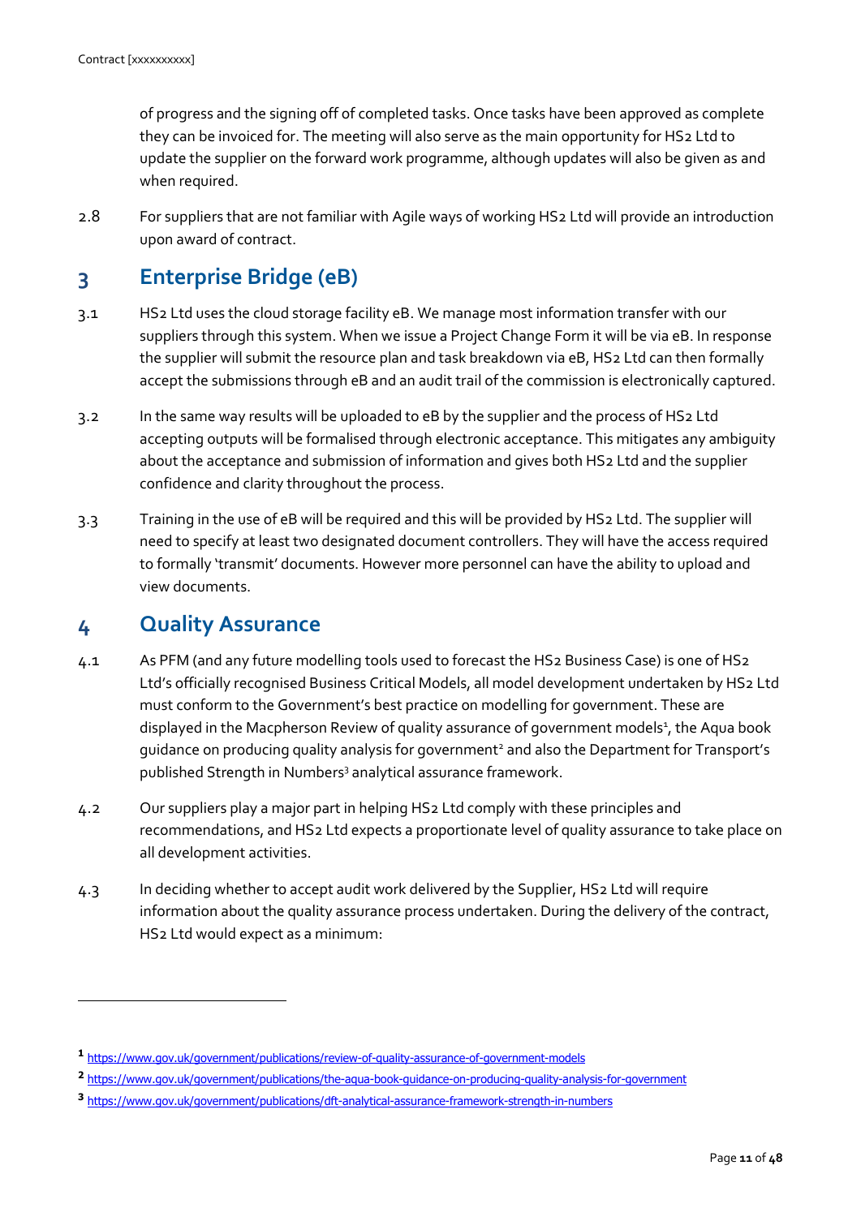of progress and the signing off of completed tasks. Once tasks have been approved as complete they can be invoiced for. The meeting will also serve as the main opportunity for HS2 Ltd to update the supplier on the forward work programme, although updates will also be given as and when required.

2.8 For suppliers that are not familiar with Agile ways of working HS2 Ltd will provide an introduction upon award of contract.

## 3 Enterprise Bridge (eB)

3.1 HS2 Ltd uses the cloud storage facility eB. We manage most information transfer with our suppliers through this system. When we issue a Project Change Form it will be via eB. In response the supplier will submit the resource plan and task breakdown via eB, HS2 Ltd can then formally accept the submissions through eB and an audit trail of the commission is electronically captured.

3.2 In the same way results will be uploaded to eB by the supplier and the process of HS2 Ltd accepting outputs will be formalised through electronic acceptance. This mitigates any ambiguity about the acceptance and submission of information and gives both HS2 Ltd and the supplier confidence and clarity throughout the process.

3.3 Training in the use of eB will be required and this will be provided by HS2 Ltd. The supplier will need to specify at least two designated document controllers. They will have the access required to formally 'transmit' documents. However more personnel can have the ability to upload and view documents.

## 4 Quality Assurance

4.1 As PFM (and any future modelling tools used to forecast the HS2 Business Case) is one of HS2 Ltd's officially recognised Business Critical Models, all model development undertaken by HS2 Ltd must conform to the Government's best practice on modelling for government. These are displayed in the Macpherson Review of quality assurance of government models[1], the Aqua book guidance on producing quality analysis for government[2] and also the Department for Transport's published Strength in Numbers[3] analytical assurance framework.

4.2 Our suppliers play a major part in helping HS2 Ltd comply with these principles and recommendations, and HS2 Ltd expects a proportionate level of quality assurance to take place on all development activities.

4.3 In deciding whether to accept audit work delivered by the Supplier, HS2 Ltd will require information about the quality assurance process undertaken. During the delivery of the contract, HS2 Ltd would expect as a minimum:

---

[1] https://www.gov.uk/government/publications/review-of-quality-assurance-of-government-models

[2] https://www.gov.uk/government/publications/the-aqua-book-guidance-on-producing-quality-analysis-for-government

[3] https://www.gov.uk/government/publications/dft-analytical-assurance-framework-strength-in-numbers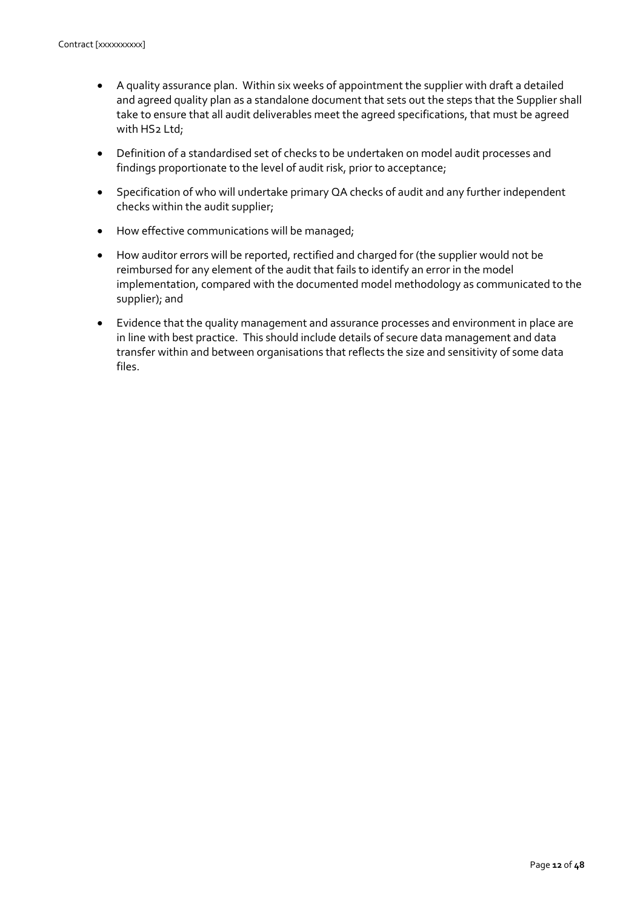- A quality assurance plan. Within six weeks of appointment the supplier with draft a detailed and agreed quality plan as a standalone document that sets out the steps that the Supplier shall take to ensure that all audit deliverables meet the agreed specifications, that must be agreed with HS2 Ltd;
- Definition of a standardised set of checks to be undertaken on model audit processes and findings proportionate to the level of audit risk, prior to acceptance;
- Specification of who will undertake primary QA checks of audit and any further independent checks within the audit supplier;
- How effective communications will be managed;
- How auditor errors will be reported, rectified and charged for (the supplier would not be reimbursed for any element of the audit that fails to identify an error in the model implementation, compared with the documented model methodology as communicated to the supplier); and
- Evidence that the quality management and assurance processes and environment in place are in line with best practice. This should include details of secure data management and data transfer within and between organisations that reflects the size and sensitivity of some data files.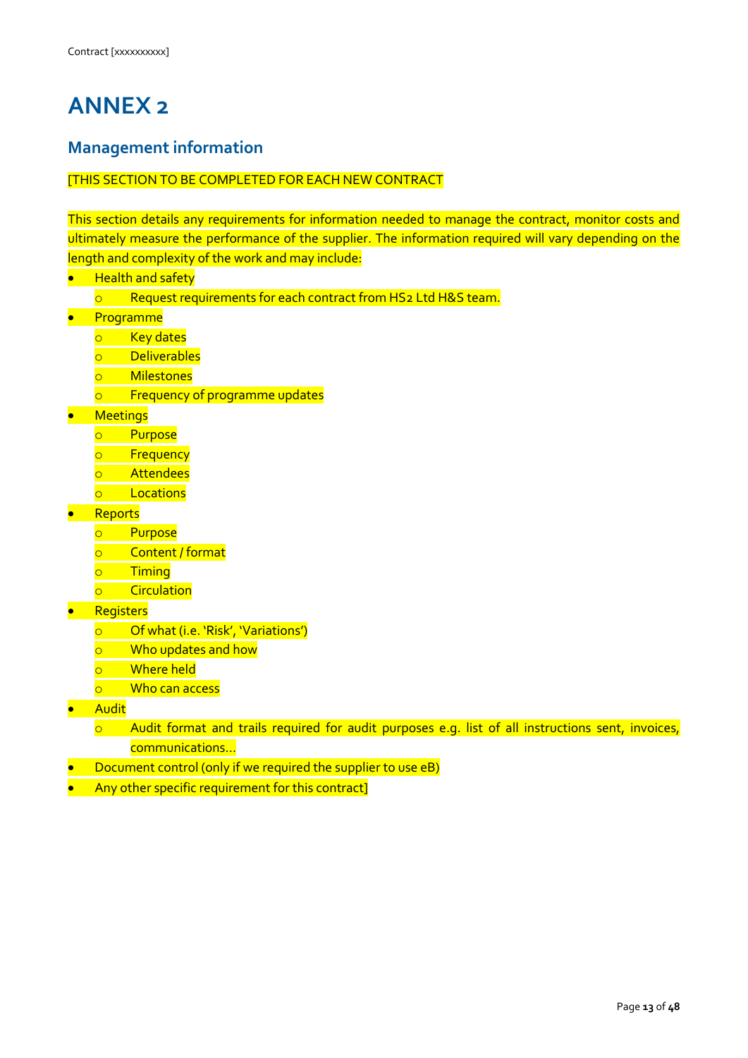# ANNEX 2

## Management information

[THIS SECTION TO BE COMPLETED FOR EACH NEW CONTRACT

This section details any requirements for information needed to manage the contract, monitor costs and ultimately measure the performance of the supplier. The information required will vary depending on the length and complexity of the work and may include:

- Health and safety
  - Request requirements for each contract from HS2 Ltd H&S team.
- Programme
  - Key dates
  - Deliverables
  - Milestones
  - Frequency of programme updates
- Meetings
  - Purpose
  - Frequency
  - Attendees
  - Locations
- Reports
  - Purpose
  - Content / format
  - Timing
  - Circulation
- Registers
  - Of what (i.e. 'Risk', 'Variations')
  - Who updates and how
  - Where held
  - Who can access
- Audit
  - Audit format and trails required for audit purposes e.g. list of all instructions sent, invoices, communications…
- Document control (only if we required the supplier to use eB)
- Any other specific requirement for this contract]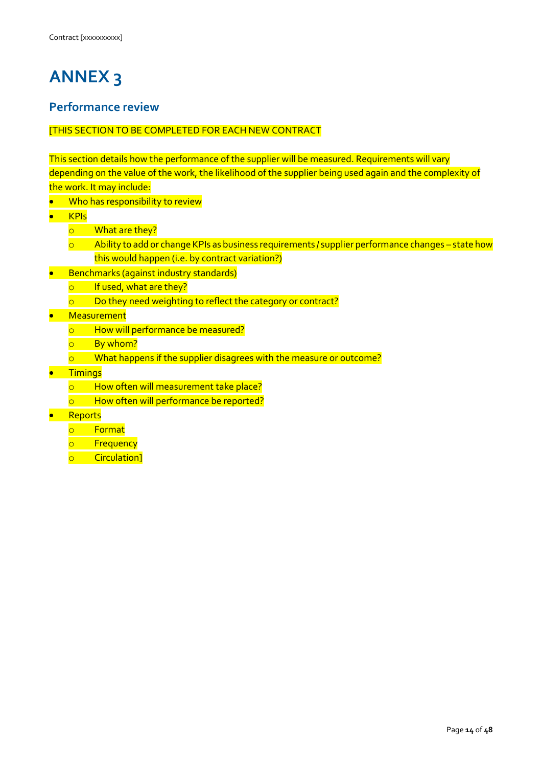# ANNEX 3

## Performance review

[THIS SECTION TO BE COMPLETED FOR EACH NEW CONTRACT

This section details how the performance of the supplier will be measured. Requirements will vary depending on the value of the work, the likelihood of the supplier being used again and the complexity of the work. It may include:

- Who has responsibility to review
- KPIs
  - What are they?
  - Ability to add or change KPIs as business requirements / supplier performance changes – state how this would happen (i.e. by contract variation?)
- Benchmarks (against industry standards)
  - If used, what are they?
  - Do they need weighting to reflect the category or contract?
- Measurement
  - How will performance be measured?
  - By whom?
  - What happens if the supplier disagrees with the measure or outcome?
- Timings
  - How often will measurement take place?
  - How often will performance be reported?
- Reports
  - Format
  - Frequency
  - Circulation]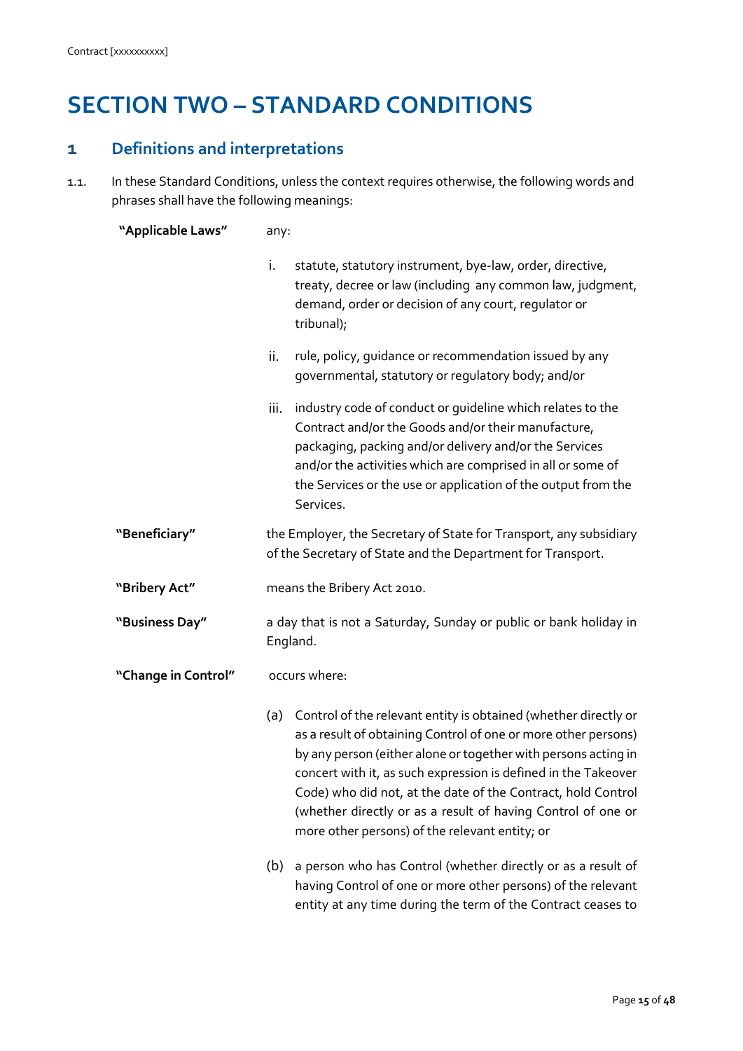# SECTION TWO – STANDARD CONDITIONS

## 1 Definitions and interpretations

1.1. In these Standard Conditions, unless the context requires otherwise, the following words and phrases shall have the following meanings:

**"Applicable Laws"** any:

i. statute, statutory instrument, bye-law, order, directive, treaty, decree or law (including any common law, judgment, demand, order or decision of any court, regulator or tribunal);

ii. rule, policy, guidance or recommendation issued by any governmental, statutory or regulatory body; and/or

iii. industry code of conduct or guideline which relates to the Contract and/or the Goods and/or their manufacture, packaging, packing and/or delivery and/or the Services and/or the activities which are comprised in all or some of the Services or the use or application of the output from the Services.

**"Beneficiary"** the Employer, the Secretary of State for Transport, any subsidiary of the Secretary of State and the Department for Transport.

**"Bribery Act"** means the Bribery Act 2010.

**"Business Day"** a day that is not a Saturday, Sunday or public or bank holiday in England.

**"Change in Control"** occurs where:

(a) Control of the relevant entity is obtained (whether directly or as a result of obtaining Control of one or more other persons) by any person (either alone or together with persons acting in concert with it, as such expression is defined in the Takeover Code) who did not, at the date of the Contract, hold Control (whether directly or as a result of having Control of one or more other persons) of the relevant entity; or

(b) a person who has Control (whether directly or as a result of having Control of one or more other persons) of the relevant entity at any time during the term of the Contract ceases to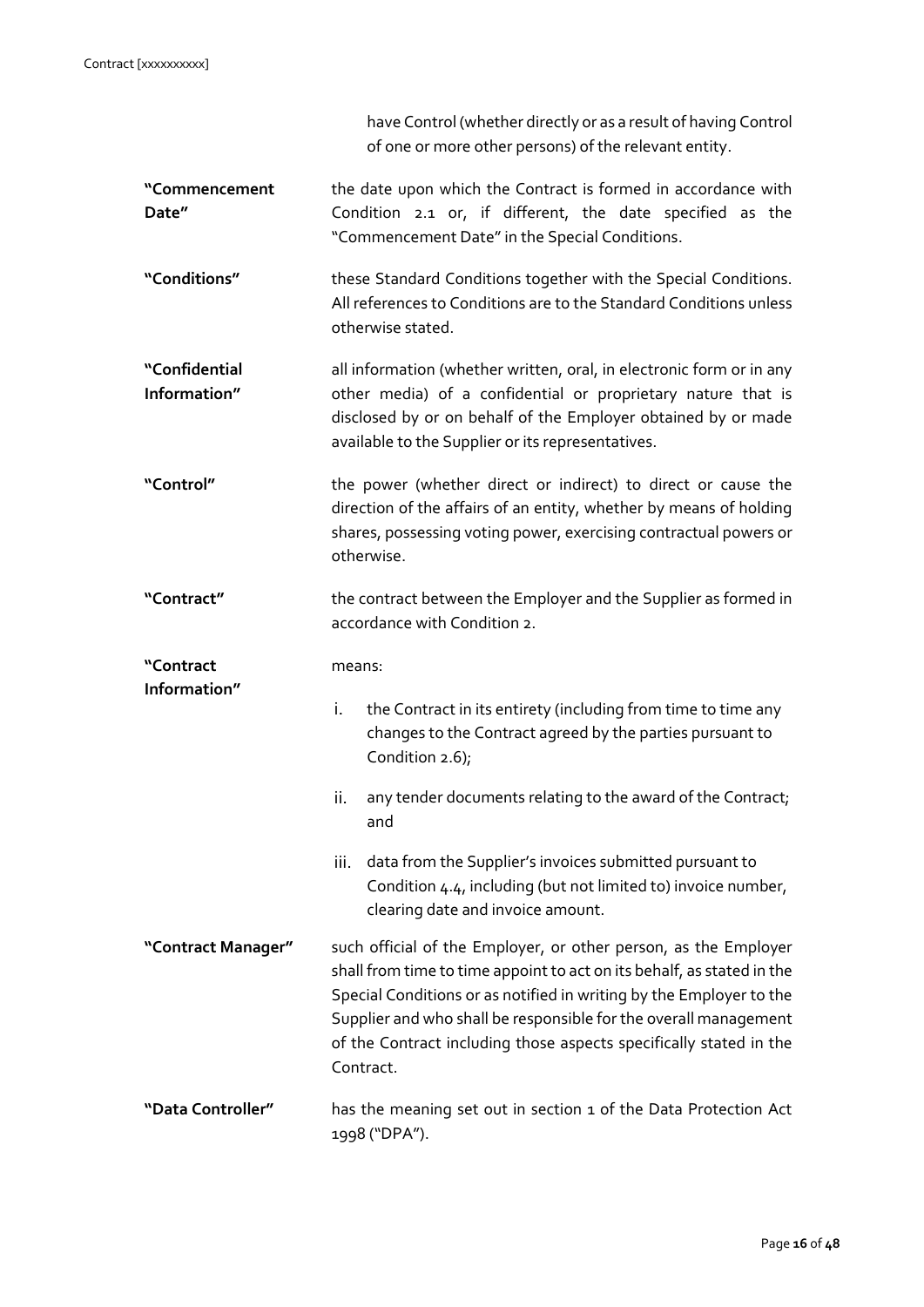have Control (whether directly or as a result of having Control of one or more other persons) of the relevant entity.

| | |
|---|---|
| **"Commencement Date"** | the date upon which the Contract is formed in accordance with Condition 2.1 or, if different, the date specified as the "Commencement Date" in the Special Conditions. |
| **"Conditions"** | these Standard Conditions together with the Special Conditions. All references to Conditions are to the Standard Conditions unless otherwise stated. |
| **"Confidential Information"** | all information (whether written, oral, in electronic form or in any other media) of a confidential or proprietary nature that is disclosed by or on behalf of the Employer obtained by or made available to the Supplier or its representatives. |
| **"Control"** | the power (whether direct or indirect) to direct or cause the direction of the affairs of an entity, whether by means of holding shares, possessing voting power, exercising contractual powers or otherwise. |
| **"Contract"** | the contract between the Employer and the Supplier as formed in accordance with Condition 2. |
| **"Contract Information"** | means:<br>i. the Contract in its entirety (including from time to time any changes to the Contract agreed by the parties pursuant to Condition 2.6);<br>ii. any tender documents relating to the award of the Contract; and<br>iii. data from the Supplier's invoices submitted pursuant to Condition 4.4, including (but not limited to) invoice number, clearing date and invoice amount. |
| **"Contract Manager"** | such official of the Employer, or other person, as the Employer shall from time to time appoint to act on its behalf, as stated in the Special Conditions or as notified in writing by the Employer to the Supplier and who shall be responsible for the overall management of the Contract including those aspects specifically stated in the Contract. |
| **"Data Controller"** | has the meaning set out in section 1 of the Data Protection Act 1998 ("DPA"). |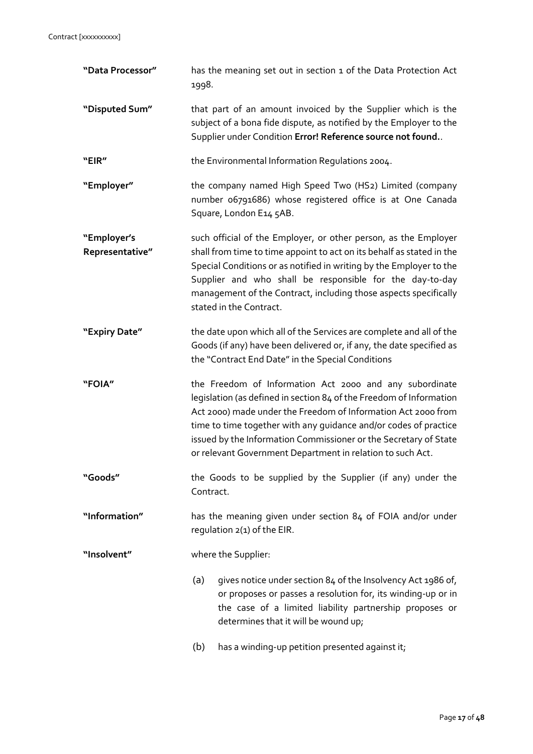| | |
|---|---|
| **"Data Processor"** | has the meaning set out in section 1 of the Data Protection Act 1998. |
| **"Disputed Sum"** | that part of an amount invoiced by the Supplier which is the subject of a bona fide dispute, as notified by the Employer to the Supplier under Condition **Error! Reference source not found.**. |
| **"EIR"** | the Environmental Information Regulations 2004. |
| **"Employer"** | the company named High Speed Two (HS2) Limited (company number 06791686) whose registered office is at One Canada Square, London E14 5AB. |
| **"Employer's Representative"** | such official of the Employer, or other person, as the Employer shall from time to time appoint to act on its behalf as stated in the Special Conditions or as notified in writing by the Employer to the Supplier and who shall be responsible for the day-to-day management of the Contract, including those aspects specifically stated in the Contract. |
| **"Expiry Date"** | the date upon which all of the Services are complete and all of the Goods (if any) have been delivered or, if any, the date specified as the "Contract End Date" in the Special Conditions |
| **"FOIA"** | the Freedom of Information Act 2000 and any subordinate legislation (as defined in section 84 of the Freedom of Information Act 2000) made under the Freedom of Information Act 2000 from time to time together with any guidance and/or codes of practice issued by the Information Commissioner or the Secretary of State or relevant Government Department in relation to such Act. |
| **"Goods"** | the Goods to be supplied by the Supplier (if any) under the Contract. |
| **"Information"** | has the meaning given under section 84 of FOIA and/or under regulation 2(1) of the EIR. |
| **"Insolvent"** | where the Supplier:<br>(a) gives notice under section 84 of the Insolvency Act 1986 of, or proposes or passes a resolution for, its winding-up or in the case of a limited liability partnership proposes or determines that it will be wound up;<br>(b) has a winding-up petition presented against it; |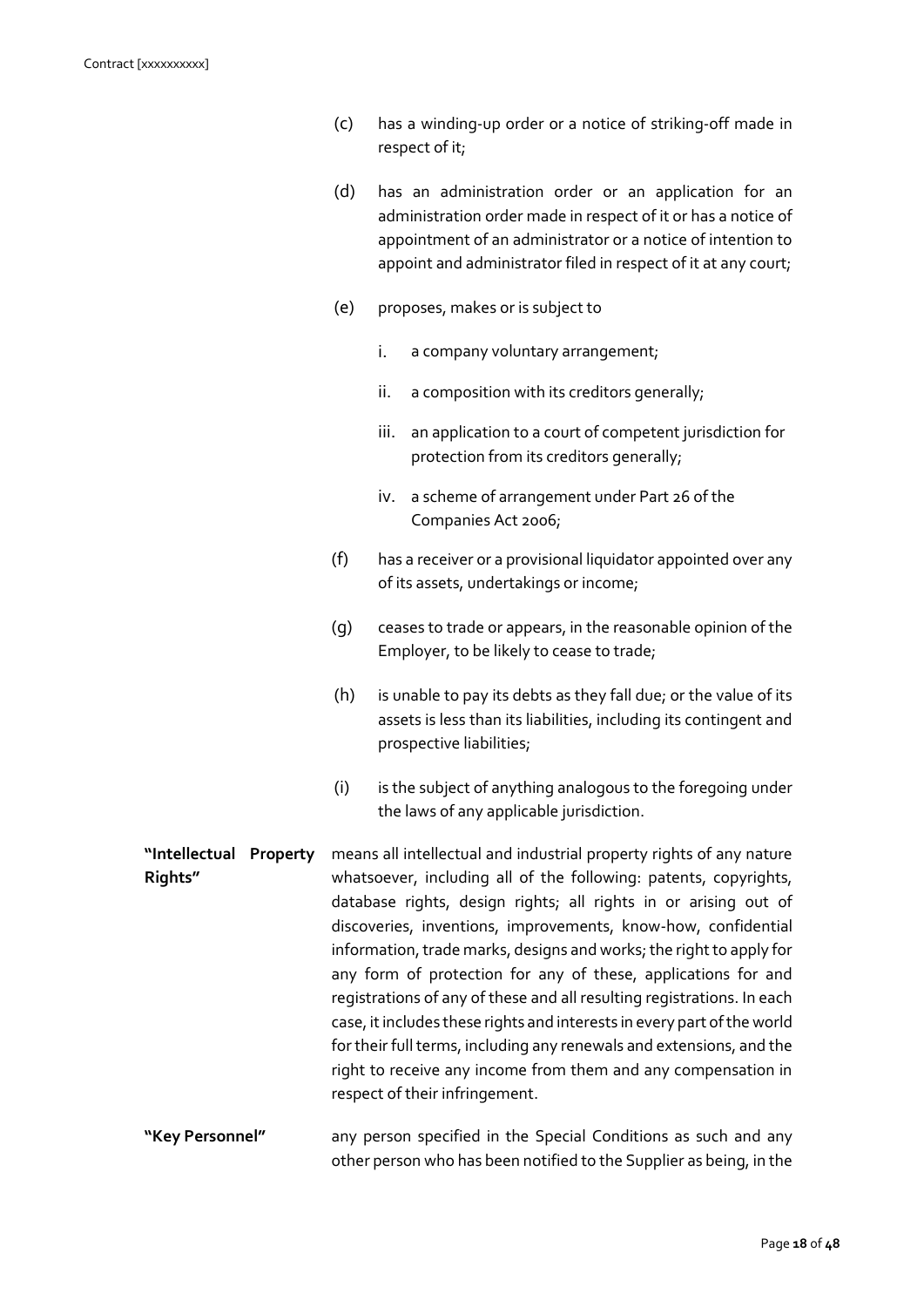(c) has a winding-up order or a notice of striking-off made in respect of it;

(d) has an administration order or an application for an administration order made in respect of it or has a notice of appointment of an administrator or a notice of intention to appoint and administrator filed in respect of it at any court;

(e) proposes, makes or is subject to

i. a company voluntary arrangement;

ii. a composition with its creditors generally;

iii. an application to a court of competent jurisdiction for protection from its creditors generally;

iv. a scheme of arrangement under Part 26 of the Companies Act 2006;

(f) has a receiver or a provisional liquidator appointed over any of its assets, undertakings or income;

(g) ceases to trade or appears, in the reasonable opinion of the Employer, to be likely to cease to trade;

(h) is unable to pay its debts as they fall due; or the value of its assets is less than its liabilities, including its contingent and prospective liabilities;

(i) is the subject of anything analogous to the foregoing under the laws of any applicable jurisdiction.

**"Intellectual Property Rights"** means all intellectual and industrial property rights of any nature whatsoever, including all of the following: patents, copyrights, database rights, design rights; all rights in or arising out of discoveries, inventions, improvements, know-how, confidential information, trade marks, designs and works; the right to apply for any form of protection for any of these, applications for and registrations of any of these and all resulting registrations. In each case, it includes these rights and interests in every part of the world for their full terms, including any renewals and extensions, and the right to receive any income from them and any compensation in respect of their infringement.

**"Key Personnel"** any person specified in the Special Conditions as such and any other person who has been notified to the Supplier as being, in the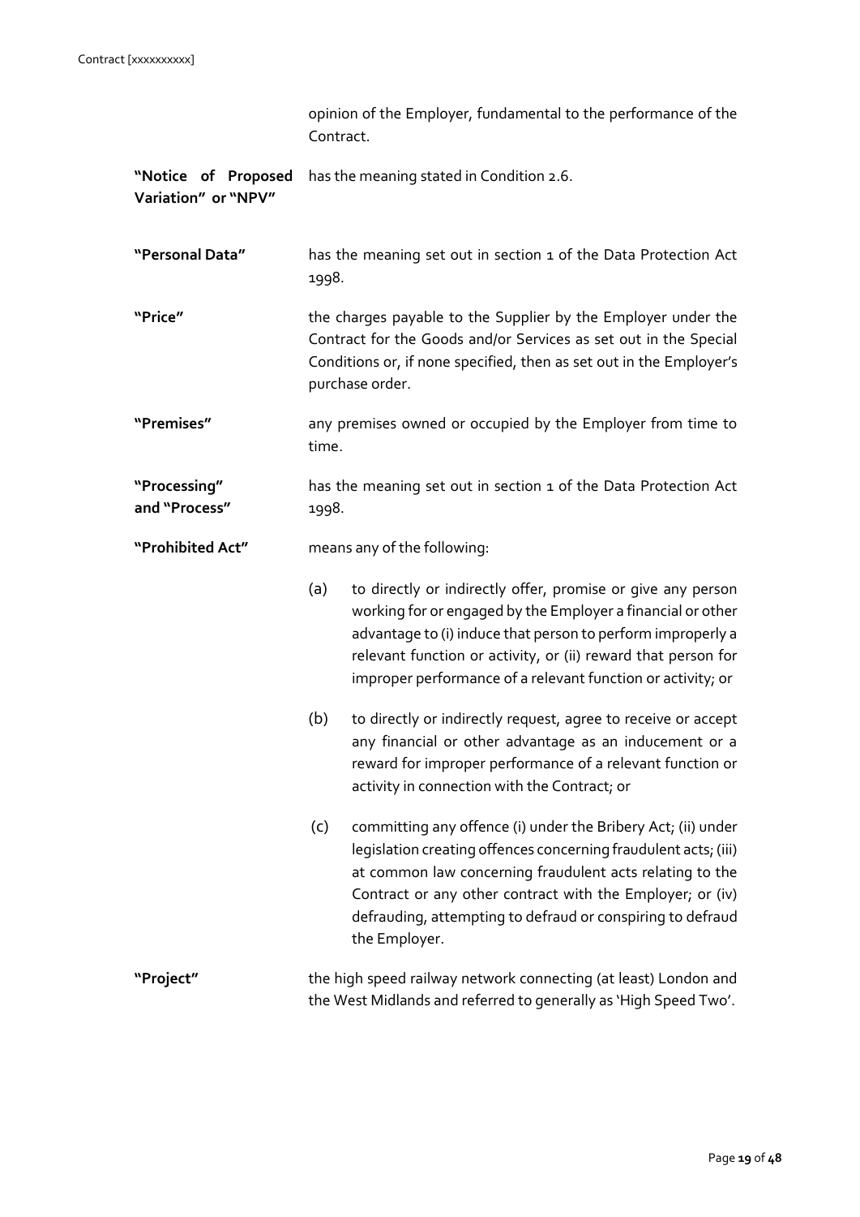opinion of the Employer, fundamental to the performance of the Contract.

**"Notice of Proposed Variation" or "NPV"** has the meaning stated in Condition 2.6.

**"Personal Data"** has the meaning set out in section 1 of the Data Protection Act 1998.

**"Price"** the charges payable to the Supplier by the Employer under the Contract for the Goods and/or Services as set out in the Special Conditions or, if none specified, then as set out in the Employer's purchase order.

**"Premises"** any premises owned or occupied by the Employer from time to time.

**"Processing" and "Process"** has the meaning set out in section 1 of the Data Protection Act 1998.

**"Prohibited Act"** means any of the following:

(a) to directly or indirectly offer, promise or give any person working for or engaged by the Employer a financial or other advantage to (i) induce that person to perform improperly a relevant function or activity, or (ii) reward that person for improper performance of a relevant function or activity; or

(b) to directly or indirectly request, agree to receive or accept any financial or other advantage as an inducement or a reward for improper performance of a relevant function or activity in connection with the Contract; or

(c) committing any offence (i) under the Bribery Act; (ii) under legislation creating offences concerning fraudulent acts; (iii) at common law concerning fraudulent acts relating to the Contract or any other contract with the Employer; or (iv) defrauding, attempting to defraud or conspiring to defraud the Employer.

**"Project"** the high speed railway network connecting (at least) London and the West Midlands and referred to generally as 'High Speed Two'.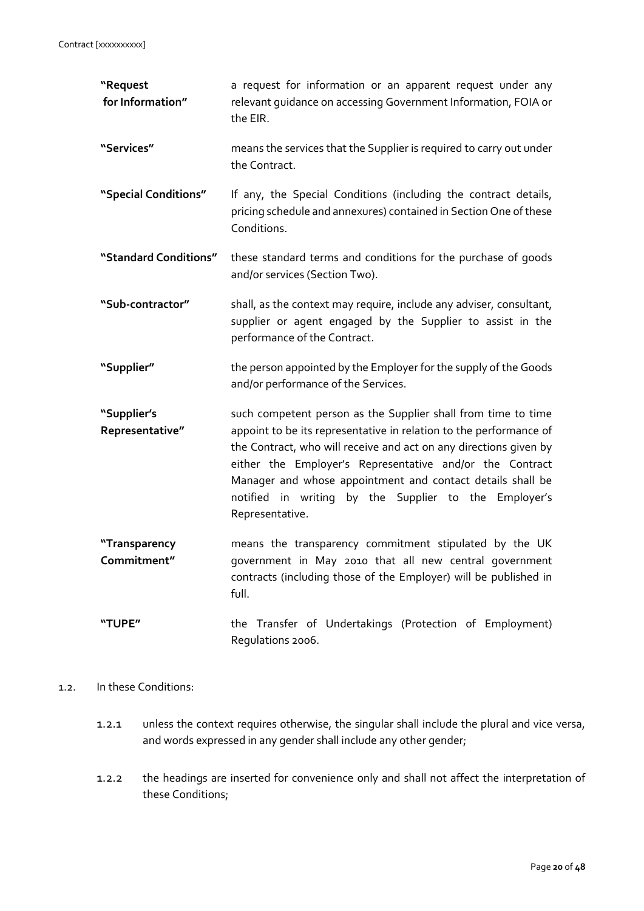| | |
|---|---|
| **"Request for Information"** | a request for information or an apparent request under any relevant guidance on accessing Government Information, FOIA or the EIR. |
| **"Services"** | means the services that the Supplier is required to carry out under the Contract. |
| **"Special Conditions"** | If any, the Special Conditions (including the contract details, pricing schedule and annexures) contained in Section One of these Conditions. |
| **"Standard Conditions"** | these standard terms and conditions for the purchase of goods and/or services (Section Two). |
| **"Sub-contractor"** | shall, as the context may require, include any adviser, consultant, supplier or agent engaged by the Supplier to assist in the performance of the Contract. |
| **"Supplier"** | the person appointed by the Employer for the supply of the Goods and/or performance of the Services. |
| **"Supplier's Representative"** | such competent person as the Supplier shall from time to time appoint to be its representative in relation to the performance of the Contract, who will receive and act on any directions given by either the Employer's Representative and/or the Contract Manager and whose appointment and contact details shall be notified in writing by the Supplier to the Employer's Representative. |
| **"Transparency Commitment"** | means the transparency commitment stipulated by the UK government in May 2010 that all new central government contracts (including those of the Employer) will be published in full. |
| **"TUPE"** | the Transfer of Undertakings (Protection of Employment) Regulations 2006. |

1.2. In these Conditions:

1.2.1 unless the context requires otherwise, the singular shall include the plural and vice versa, and words expressed in any gender shall include any other gender;

1.2.2 the headings are inserted for convenience only and shall not affect the interpretation of these Conditions;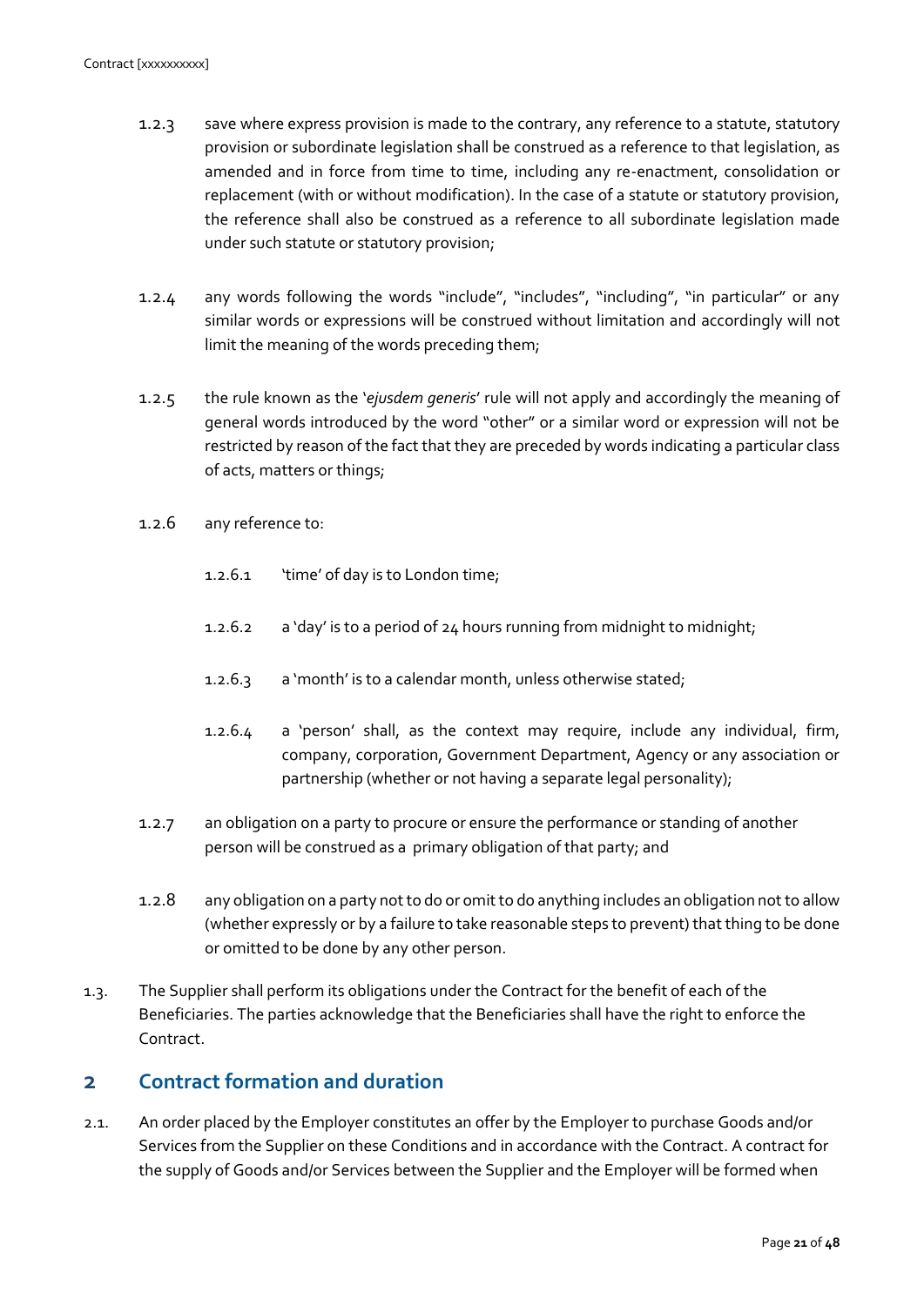1.2.3 save where express provision is made to the contrary, any reference to a statute, statutory provision or subordinate legislation shall be construed as a reference to that legislation, as amended and in force from time to time, including any re-enactment, consolidation or replacement (with or without modification). In the case of a statute or statutory provision, the reference shall also be construed as a reference to all subordinate legislation made under such statute or statutory provision;

1.2.4 any words following the words "include", "includes", "including", "in particular" or any similar words or expressions will be construed without limitation and accordingly will not limit the meaning of the words preceding them;

1.2.5 the rule known as the '*ejusdem generis*' rule will not apply and accordingly the meaning of general words introduced by the word "other" or a similar word or expression will not be restricted by reason of the fact that they are preceded by words indicating a particular class of acts, matters or things;

1.2.6 any reference to:

1.2.6.1 'time' of day is to London time;

1.2.6.2 a 'day' is to a period of 24 hours running from midnight to midnight;

1.2.6.3 a 'month' is to a calendar month, unless otherwise stated;

1.2.6.4 a 'person' shall, as the context may require, include any individual, firm, company, corporation, Government Department, Agency or any association or partnership (whether or not having a separate legal personality);

1.2.7 an obligation on a party to procure or ensure the performance or standing of another person will be construed as a primary obligation of that party; and

1.2.8 any obligation on a party not to do or omit to do anything includes an obligation not to allow (whether expressly or by a failure to take reasonable steps to prevent) that thing to be done or omitted to be done by any other person.

1.3. The Supplier shall perform its obligations under the Contract for the benefit of each of the Beneficiaries. The parties acknowledge that the Beneficiaries shall have the right to enforce the Contract.

## 2 Contract formation and duration

2.1. An order placed by the Employer constitutes an offer by the Employer to purchase Goods and/or Services from the Supplier on these Conditions and in accordance with the Contract. A contract for the supply of Goods and/or Services between the Supplier and the Employer will be formed when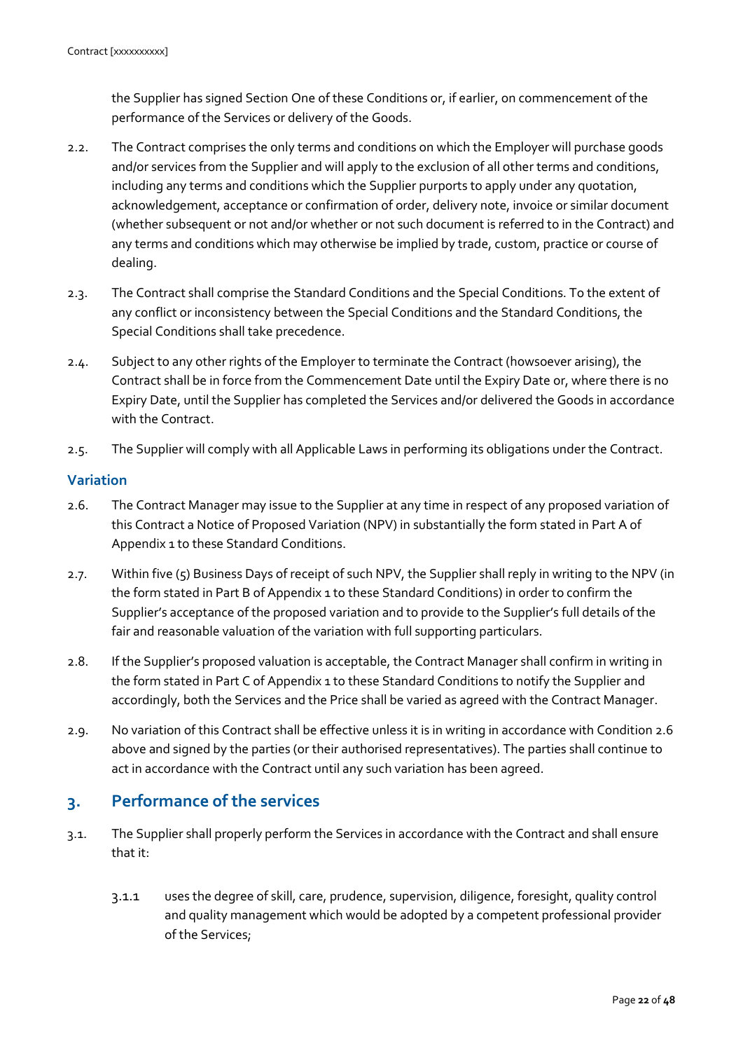the Supplier has signed Section One of these Conditions or, if earlier, on commencement of the performance of the Services or delivery of the Goods.

2.2. The Contract comprises the only terms and conditions on which the Employer will purchase goods and/or services from the Supplier and will apply to the exclusion of all other terms and conditions, including any terms and conditions which the Supplier purports to apply under any quotation, acknowledgement, acceptance or confirmation of order, delivery note, invoice or similar document (whether subsequent or not and/or whether or not such document is referred to in the Contract) and any terms and conditions which may otherwise be implied by trade, custom, practice or course of dealing.

2.3. The Contract shall comprise the Standard Conditions and the Special Conditions. To the extent of any conflict or inconsistency between the Special Conditions and the Standard Conditions, the Special Conditions shall take precedence.

2.4. Subject to any other rights of the Employer to terminate the Contract (howsoever arising), the Contract shall be in force from the Commencement Date until the Expiry Date or, where there is no Expiry Date, until the Supplier has completed the Services and/or delivered the Goods in accordance with the Contract.

2.5. The Supplier will comply with all Applicable Laws in performing its obligations under the Contract.

### Variation

2.6. The Contract Manager may issue to the Supplier at any time in respect of any proposed variation of this Contract a Notice of Proposed Variation (NPV) in substantially the form stated in Part A of Appendix 1 to these Standard Conditions.

2.7. Within five (5) Business Days of receipt of such NPV, the Supplier shall reply in writing to the NPV (in the form stated in Part B of Appendix 1 to these Standard Conditions) in order to confirm the Supplier's acceptance of the proposed variation and to provide to the Supplier's full details of the fair and reasonable valuation of the variation with full supporting particulars.

2.8. If the Supplier's proposed valuation is acceptable, the Contract Manager shall confirm in writing in the form stated in Part C of Appendix 1 to these Standard Conditions to notify the Supplier and accordingly, both the Services and the Price shall be varied as agreed with the Contract Manager.

2.9. No variation of this Contract shall be effective unless it is in writing in accordance with Condition 2.6 above and signed by the parties (or their authorised representatives). The parties shall continue to act in accordance with the Contract until any such variation has been agreed.

## 3. Performance of the services

3.1. The Supplier shall properly perform the Services in accordance with the Contract and shall ensure that it:

3.1.1 uses the degree of skill, care, prudence, supervision, diligence, foresight, quality control and quality management which would be adopted by a competent professional provider of the Services;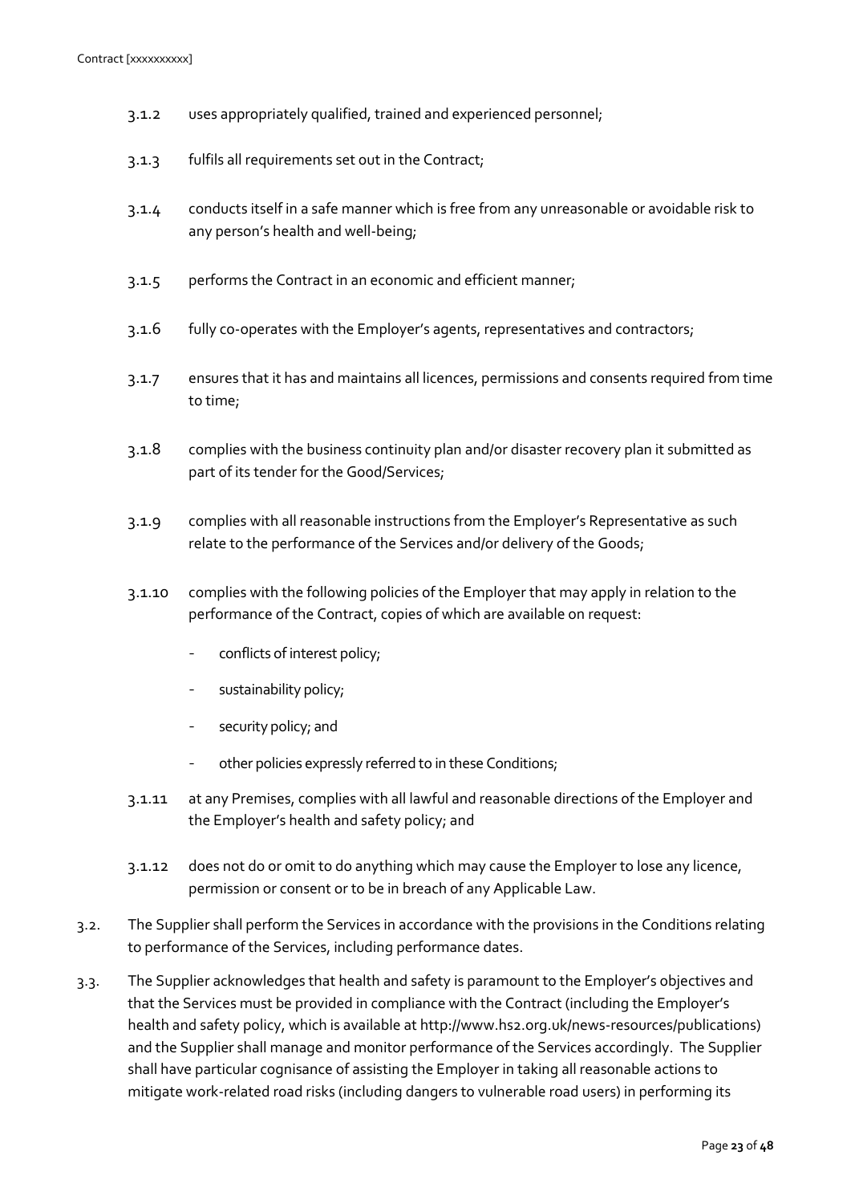3.1.2 uses appropriately qualified, trained and experienced personnel;

3.1.3 fulfils all requirements set out in the Contract;

3.1.4 conducts itself in a safe manner which is free from any unreasonable or avoidable risk to any person's health and well-being;

3.1.5 performs the Contract in an economic and efficient manner;

3.1.6 fully co-operates with the Employer's agents, representatives and contractors;

3.1.7 ensures that it has and maintains all licences, permissions and consents required from time to time;

3.1.8 complies with the business continuity plan and/or disaster recovery plan it submitted as part of its tender for the Good/Services;

3.1.9 complies with all reasonable instructions from the Employer's Representative as such relate to the performance of the Services and/or delivery of the Goods;

3.1.10 complies with the following policies of the Employer that may apply in relation to the performance of the Contract, copies of which are available on request:

- conflicts of interest policy;
- sustainability policy;
- security policy; and
- other policies expressly referred to in these Conditions;

3.1.11 at any Premises, complies with all lawful and reasonable directions of the Employer and the Employer's health and safety policy; and

3.1.12 does not do or omit to do anything which may cause the Employer to lose any licence, permission or consent or to be in breach of any Applicable Law.

3.2. The Supplier shall perform the Services in accordance with the provisions in the Conditions relating to performance of the Services, including performance dates.

3.3. The Supplier acknowledges that health and safety is paramount to the Employer's objectives and that the Services must be provided in compliance with the Contract (including the Employer's health and safety policy, which is available at http://www.hs2.org.uk/news-resources/publications) and the Supplier shall manage and monitor performance of the Services accordingly. The Supplier shall have particular cognisance of assisting the Employer in taking all reasonable actions to mitigate work-related road risks (including dangers to vulnerable road users) in performing its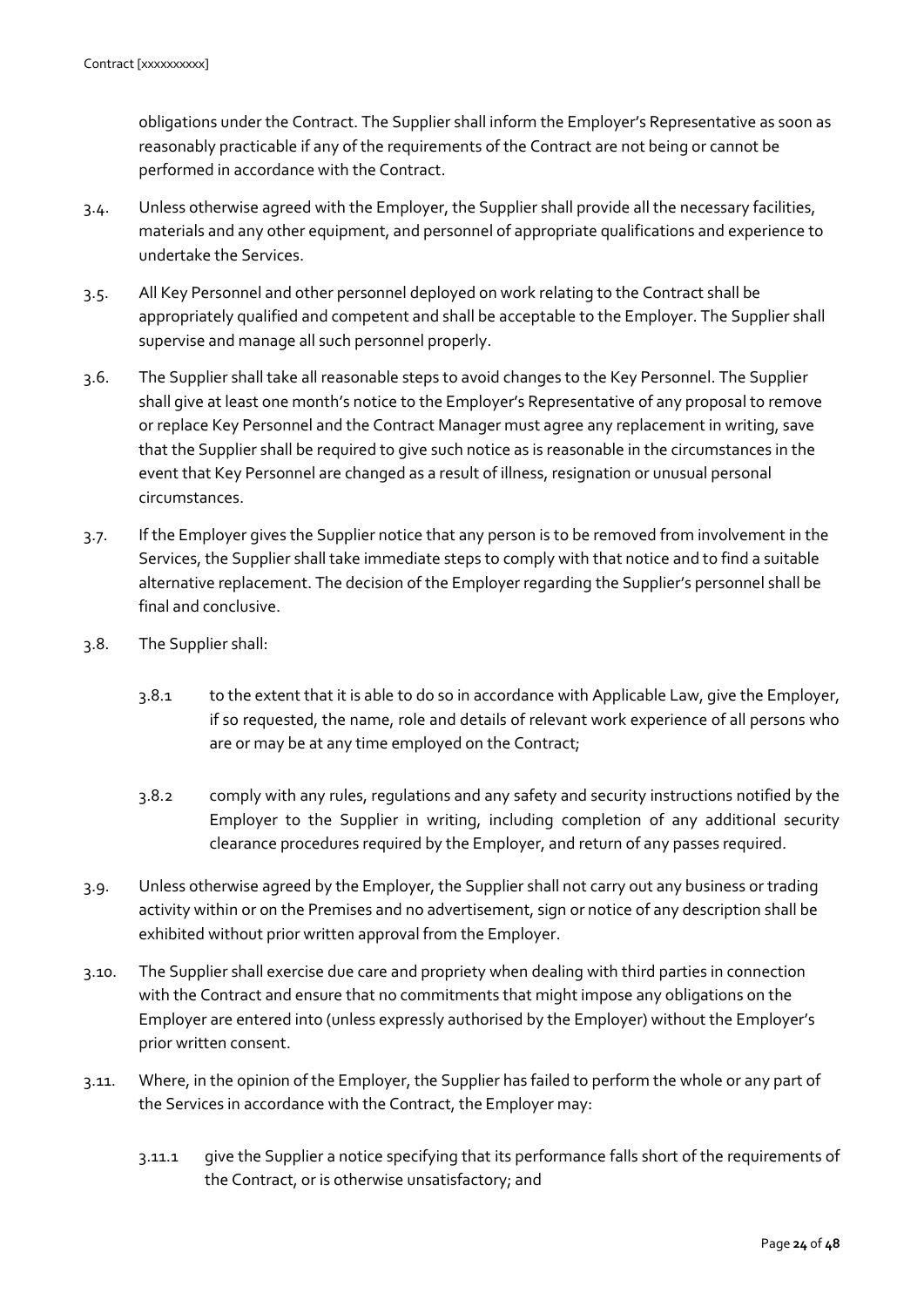obligations under the Contract. The Supplier shall inform the Employer's Representative as soon as reasonably practicable if any of the requirements of the Contract are not being or cannot be performed in accordance with the Contract.

3.4. Unless otherwise agreed with the Employer, the Supplier shall provide all the necessary facilities, materials and any other equipment, and personnel of appropriate qualifications and experience to undertake the Services.

3.5. All Key Personnel and other personnel deployed on work relating to the Contract shall be appropriately qualified and competent and shall be acceptable to the Employer. The Supplier shall supervise and manage all such personnel properly.

3.6. The Supplier shall take all reasonable steps to avoid changes to the Key Personnel. The Supplier shall give at least one month's notice to the Employer's Representative of any proposal to remove or replace Key Personnel and the Contract Manager must agree any replacement in writing, save that the Supplier shall be required to give such notice as is reasonable in the circumstances in the event that Key Personnel are changed as a result of illness, resignation or unusual personal circumstances.

3.7. If the Employer gives the Supplier notice that any person is to be removed from involvement in the Services, the Supplier shall take immediate steps to comply with that notice and to find a suitable alternative replacement. The decision of the Employer regarding the Supplier's personnel shall be final and conclusive.

3.8. The Supplier shall:

3.8.1 to the extent that it is able to do so in accordance with Applicable Law, give the Employer, if so requested, the name, role and details of relevant work experience of all persons who are or may be at any time employed on the Contract;

3.8.2 comply with any rules, regulations and any safety and security instructions notified by the Employer to the Supplier in writing, including completion of any additional security clearance procedures required by the Employer, and return of any passes required.

3.9. Unless otherwise agreed by the Employer, the Supplier shall not carry out any business or trading activity within or on the Premises and no advertisement, sign or notice of any description shall be exhibited without prior written approval from the Employer.

3.10. The Supplier shall exercise due care and propriety when dealing with third parties in connection with the Contract and ensure that no commitments that might impose any obligations on the Employer are entered into (unless expressly authorised by the Employer) without the Employer's prior written consent.

3.11. Where, in the opinion of the Employer, the Supplier has failed to perform the whole or any part of the Services in accordance with the Contract, the Employer may:

3.11.1 give the Supplier a notice specifying that its performance falls short of the requirements of the Contract, or is otherwise unsatisfactory; and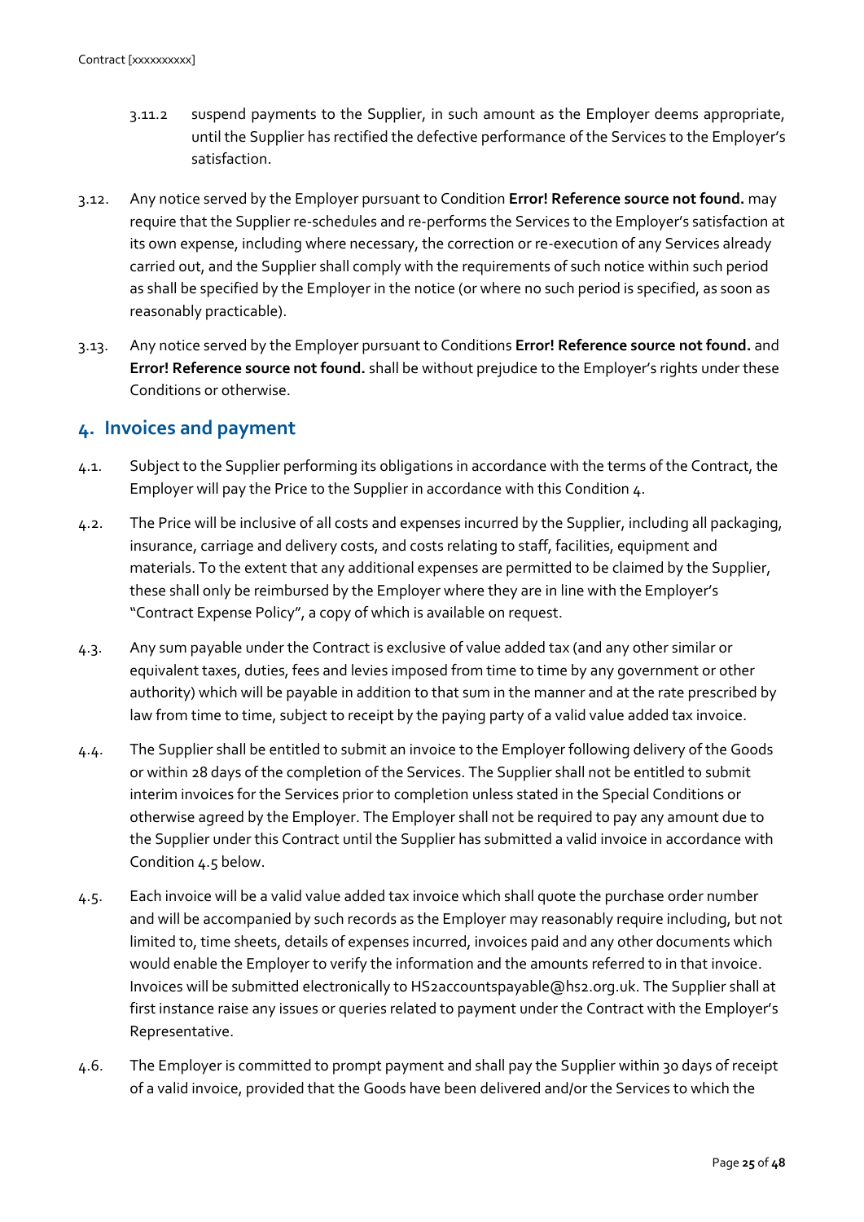3.11.2 suspend payments to the Supplier, in such amount as the Employer deems appropriate, until the Supplier has rectified the defective performance of the Services to the Employer's satisfaction.

3.12. Any notice served by the Employer pursuant to Condition **Error! Reference source not found.** may require that the Supplier re-schedules and re-performs the Services to the Employer's satisfaction at its own expense, including where necessary, the correction or re-execution of any Services already carried out, and the Supplier shall comply with the requirements of such notice within such period as shall be specified by the Employer in the notice (or where no such period is specified, as soon as reasonably practicable).

3.13. Any notice served by the Employer pursuant to Conditions **Error! Reference source not found.** and **Error! Reference source not found.** shall be without prejudice to the Employer's rights under these Conditions or otherwise.

## 4. Invoices and payment

4.1. Subject to the Supplier performing its obligations in accordance with the terms of the Contract, the Employer will pay the Price to the Supplier in accordance with this Condition 4.

4.2. The Price will be inclusive of all costs and expenses incurred by the Supplier, including all packaging, insurance, carriage and delivery costs, and costs relating to staff, facilities, equipment and materials. To the extent that any additional expenses are permitted to be claimed by the Supplier, these shall only be reimbursed by the Employer where they are in line with the Employer's "Contract Expense Policy", a copy of which is available on request.

4.3. Any sum payable under the Contract is exclusive of value added tax (and any other similar or equivalent taxes, duties, fees and levies imposed from time to time by any government or other authority) which will be payable in addition to that sum in the manner and at the rate prescribed by law from time to time, subject to receipt by the paying party of a valid value added tax invoice.

4.4. The Supplier shall be entitled to submit an invoice to the Employer following delivery of the Goods or within 28 days of the completion of the Services. The Supplier shall not be entitled to submit interim invoices for the Services prior to completion unless stated in the Special Conditions or otherwise agreed by the Employer. The Employer shall not be required to pay any amount due to the Supplier under this Contract until the Supplier has submitted a valid invoice in accordance with Condition 4.5 below.

4.5. Each invoice will be a valid value added tax invoice which shall quote the purchase order number and will be accompanied by such records as the Employer may reasonably require including, but not limited to, time sheets, details of expenses incurred, invoices paid and any other documents which would enable the Employer to verify the information and the amounts referred to in that invoice. Invoices will be submitted electronically to HS2accountspayable@hs2.org.uk. The Supplier shall at first instance raise any issues or queries related to payment under the Contract with the Employer's Representative.

4.6. The Employer is committed to prompt payment and shall pay the Supplier within 30 days of receipt of a valid invoice, provided that the Goods have been delivered and/or the Services to which the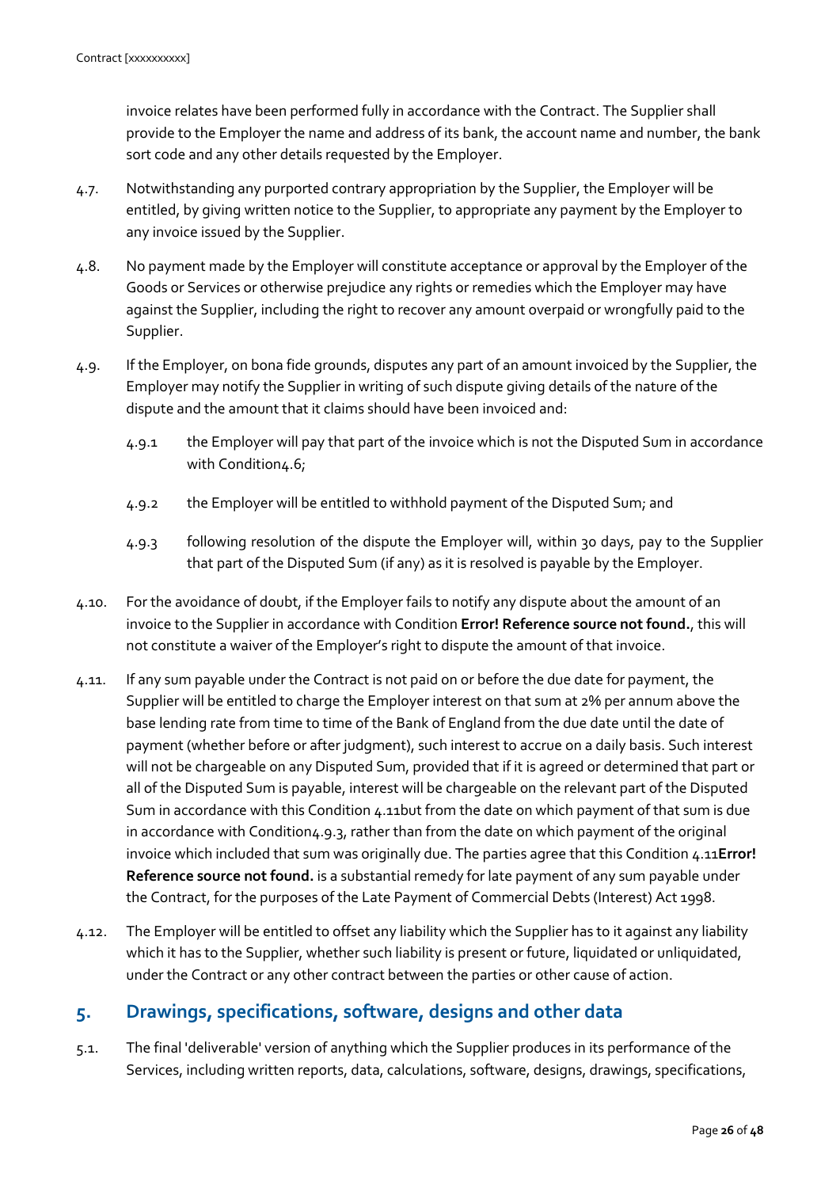invoice relates have been performed fully in accordance with the Contract. The Supplier shall provide to the Employer the name and address of its bank, the account name and number, the bank sort code and any other details requested by the Employer.

4.7. Notwithstanding any purported contrary appropriation by the Supplier, the Employer will be entitled, by giving written notice to the Supplier, to appropriate any payment by the Employer to any invoice issued by the Supplier.

4.8. No payment made by the Employer will constitute acceptance or approval by the Employer of the Goods or Services or otherwise prejudice any rights or remedies which the Employer may have against the Supplier, including the right to recover any amount overpaid or wrongfully paid to the Supplier.

4.9. If the Employer, on bona fide grounds, disputes any part of an amount invoiced by the Supplier, the Employer may notify the Supplier in writing of such dispute giving details of the nature of the dispute and the amount that it claims should have been invoiced and:

4.9.1 the Employer will pay that part of the invoice which is not the Disputed Sum in accordance with Condition4.6;

4.9.2 the Employer will be entitled to withhold payment of the Disputed Sum; and

4.9.3 following resolution of the dispute the Employer will, within 30 days, pay to the Supplier that part of the Disputed Sum (if any) as it is resolved is payable by the Employer.

4.10. For the avoidance of doubt, if the Employer fails to notify any dispute about the amount of an invoice to the Supplier in accordance with Condition **Error! Reference source not found.**, this will not constitute a waiver of the Employer's right to dispute the amount of that invoice.

4.11. If any sum payable under the Contract is not paid on or before the due date for payment, the Supplier will be entitled to charge the Employer interest on that sum at 2% per annum above the base lending rate from time to time of the Bank of England from the due date until the date of payment (whether before or after judgment), such interest to accrue on a daily basis. Such interest will not be chargeable on any Disputed Sum, provided that if it is agreed or determined that part or all of the Disputed Sum is payable, interest will be chargeable on the relevant part of the Disputed Sum in accordance with this Condition 4.11but from the date on which payment of that sum is due in accordance with Condition4.9.3, rather than from the date on which payment of the original invoice which included that sum was originally due. The parties agree that this Condition 4.11**Error! Reference source not found.** is a substantial remedy for late payment of any sum payable under the Contract, for the purposes of the Late Payment of Commercial Debts (Interest) Act 1998.

4.12. The Employer will be entitled to offset any liability which the Supplier has to it against any liability which it has to the Supplier, whether such liability is present or future, liquidated or unliquidated, under the Contract or any other contract between the parties or other cause of action.

## 5. Drawings, specifications, software, designs and other data

5.1. The final 'deliverable' version of anything which the Supplier produces in its performance of the Services, including written reports, data, calculations, software, designs, drawings, specifications,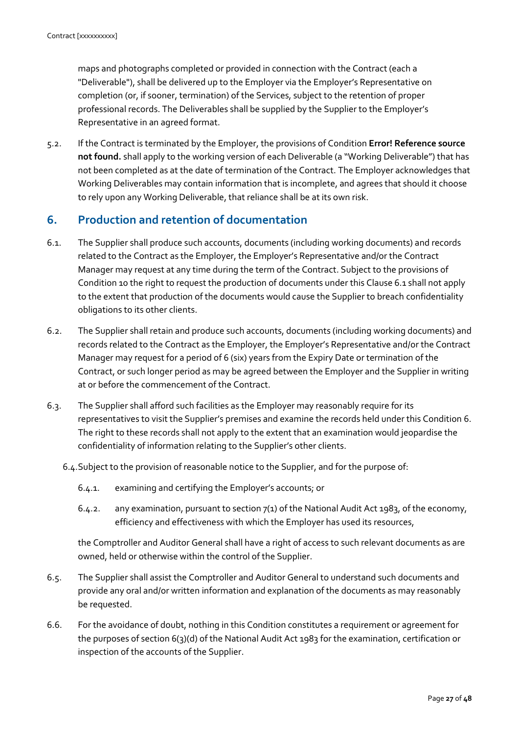maps and photographs completed or provided in connection with the Contract (each a "Deliverable"), shall be delivered up to the Employer via the Employer's Representative on completion (or, if sooner, termination) of the Services, subject to the retention of proper professional records. The Deliverables shall be supplied by the Supplier to the Employer's Representative in an agreed format.

5.2. If the Contract is terminated by the Employer, the provisions of Condition **Error! Reference source not found.** shall apply to the working version of each Deliverable (a "Working Deliverable") that has not been completed as at the date of termination of the Contract. The Employer acknowledges that Working Deliverables may contain information that is incomplete, and agrees that should it choose to rely upon any Working Deliverable, that reliance shall be at its own risk.

## 6. Production and retention of documentation

6.1. The Supplier shall produce such accounts, documents (including working documents) and records related to the Contract as the Employer, the Employer's Representative and/or the Contract Manager may request at any time during the term of the Contract. Subject to the provisions of Condition 10 the right to request the production of documents under this Clause 6.1 shall not apply to the extent that production of the documents would cause the Supplier to breach confidentiality obligations to its other clients.

6.2. The Supplier shall retain and produce such accounts, documents (including working documents) and records related to the Contract as the Employer, the Employer's Representative and/or the Contract Manager may request for a period of 6 (six) years from the Expiry Date or termination of the Contract, or such longer period as may be agreed between the Employer and the Supplier in writing at or before the commencement of the Contract.

6.3. The Supplier shall afford such facilities as the Employer may reasonably require for its representatives to visit the Supplier's premises and examine the records held under this Condition 6. The right to these records shall not apply to the extent that an examination would jeopardise the confidentiality of information relating to the Supplier's other clients.

6.4. Subject to the provision of reasonable notice to the Supplier, and for the purpose of:

6.4.1. examining and certifying the Employer's accounts; or

6.4.2. any examination, pursuant to section 7(1) of the National Audit Act 1983, of the economy, efficiency and effectiveness with which the Employer has used its resources,

the Comptroller and Auditor General shall have a right of access to such relevant documents as are owned, held or otherwise within the control of the Supplier.

6.5. The Supplier shall assist the Comptroller and Auditor General to understand such documents and provide any oral and/or written information and explanation of the documents as may reasonably be requested.

6.6. For the avoidance of doubt, nothing in this Condition constitutes a requirement or agreement for the purposes of section 6(3)(d) of the National Audit Act 1983 for the examination, certification or inspection of the accounts of the Supplier.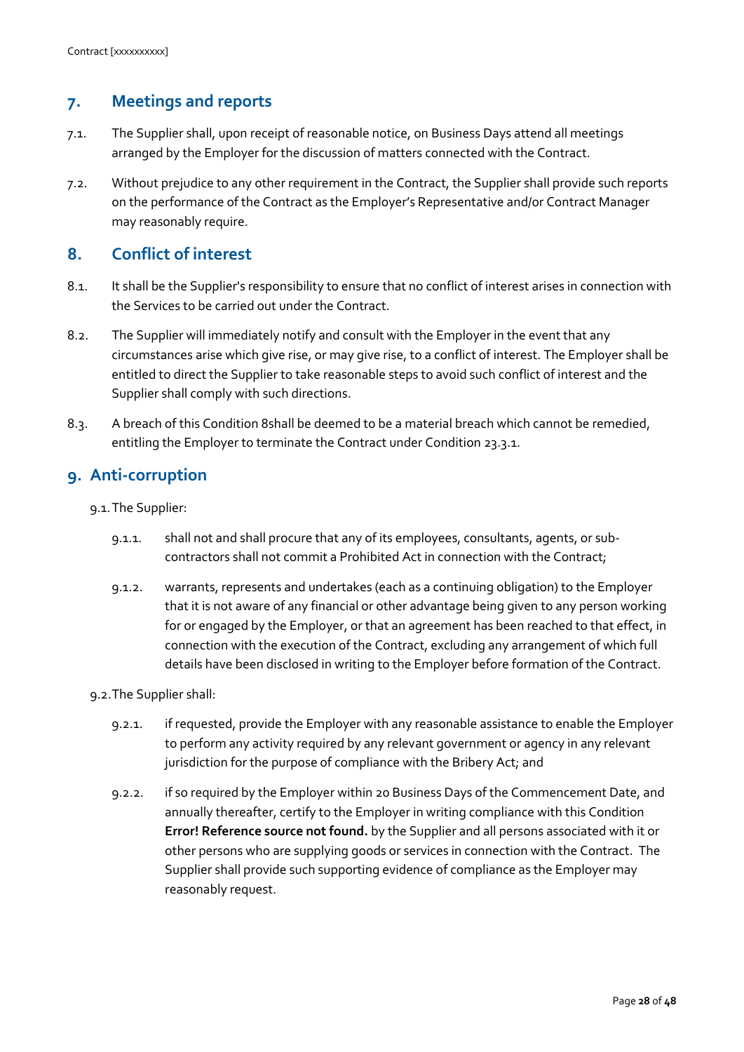## 7. Meetings and reports

7.1. The Supplier shall, upon receipt of reasonable notice, on Business Days attend all meetings arranged by the Employer for the discussion of matters connected with the Contract.

7.2. Without prejudice to any other requirement in the Contract, the Supplier shall provide such reports on the performance of the Contract as the Employer's Representative and/or Contract Manager may reasonably require.

## 8. Conflict of interest

8.1. It shall be the Supplier's responsibility to ensure that no conflict of interest arises in connection with the Services to be carried out under the Contract.

8.2. The Supplier will immediately notify and consult with the Employer in the event that any circumstances arise which give rise, or may give rise, to a conflict of interest. The Employer shall be entitled to direct the Supplier to take reasonable steps to avoid such conflict of interest and the Supplier shall comply with such directions.

8.3. A breach of this Condition 8shall be deemed to be a material breach which cannot be remedied, entitling the Employer to terminate the Contract under Condition 23.3.1.

## 9. Anti-corruption

9.1. The Supplier:

9.1.1. shall not and shall procure that any of its employees, consultants, agents, or sub-contractors shall not commit a Prohibited Act in connection with the Contract;

9.1.2. warrants, represents and undertakes (each as a continuing obligation) to the Employer that it is not aware of any financial or other advantage being given to any person working for or engaged by the Employer, or that an agreement has been reached to that effect, in connection with the execution of the Contract, excluding any arrangement of which full details have been disclosed in writing to the Employer before formation of the Contract.

9.2. The Supplier shall:

9.2.1. if requested, provide the Employer with any reasonable assistance to enable the Employer to perform any activity required by any relevant government or agency in any relevant jurisdiction for the purpose of compliance with the Bribery Act; and

9.2.2. if so required by the Employer within 20 Business Days of the Commencement Date, and annually thereafter, certify to the Employer in writing compliance with this Condition **Error! Reference source not found.** by the Supplier and all persons associated with it or other persons who are supplying goods or services in connection with the Contract. The Supplier shall provide such supporting evidence of compliance as the Employer may reasonably request.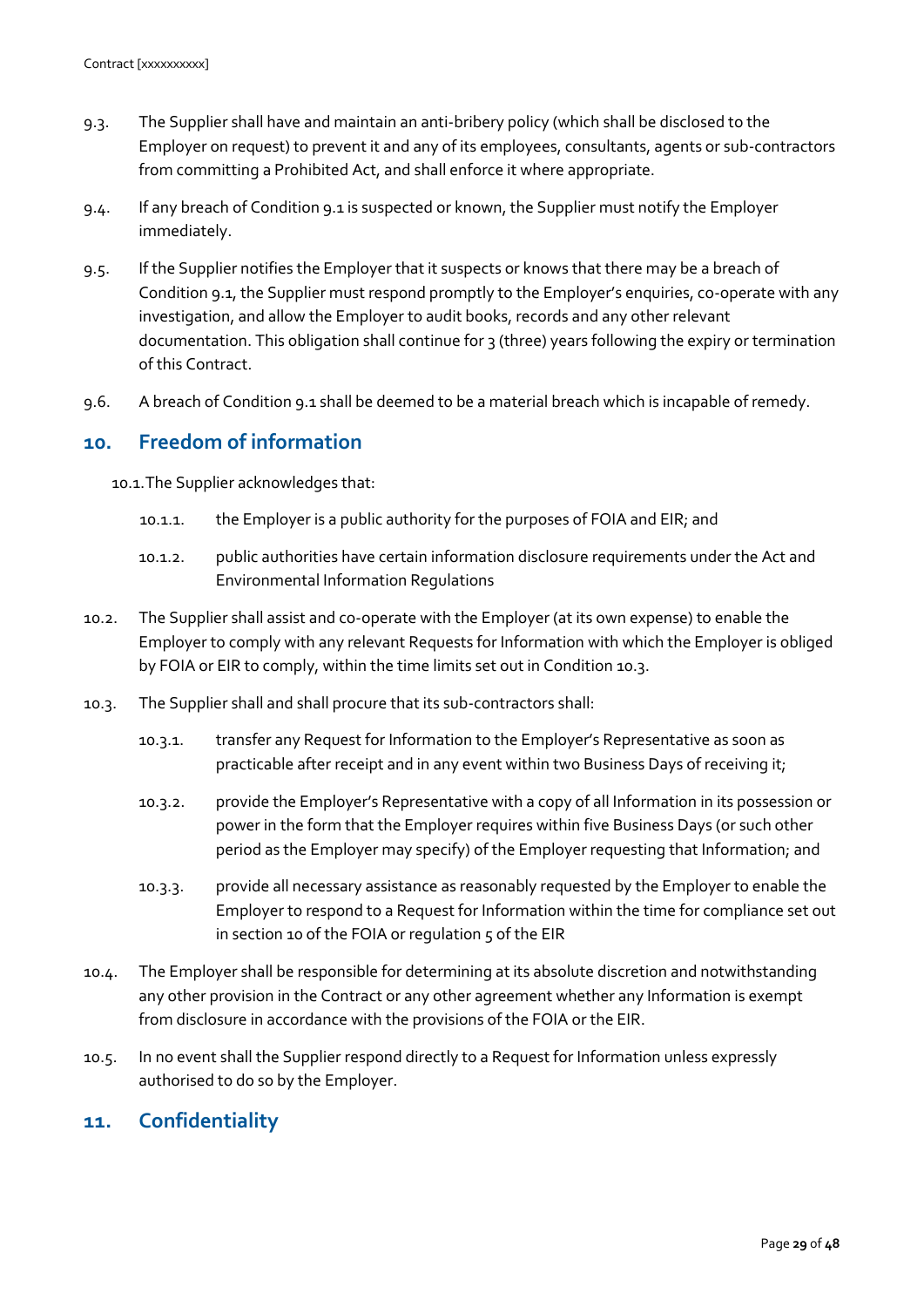9.3. The Supplier shall have and maintain an anti-bribery policy (which shall be disclosed to the Employer on request) to prevent it and any of its employees, consultants, agents or sub-contractors from committing a Prohibited Act, and shall enforce it where appropriate.

9.4. If any breach of Condition 9.1 is suspected or known, the Supplier must notify the Employer immediately.

9.5. If the Supplier notifies the Employer that it suspects or knows that there may be a breach of Condition 9.1, the Supplier must respond promptly to the Employer's enquiries, co-operate with any investigation, and allow the Employer to audit books, records and any other relevant documentation. This obligation shall continue for 3 (three) years following the expiry or termination of this Contract.

9.6. A breach of Condition 9.1 shall be deemed to be a material breach which is incapable of remedy.

## 10. Freedom of information

10.1. The Supplier acknowledges that:

10.1.1. the Employer is a public authority for the purposes of FOIA and EIR; and

10.1.2. public authorities have certain information disclosure requirements under the Act and Environmental Information Regulations

10.2. The Supplier shall assist and co-operate with the Employer (at its own expense) to enable the Employer to comply with any relevant Requests for Information with which the Employer is obliged by FOIA or EIR to comply, within the time limits set out in Condition 10.3.

10.3. The Supplier shall and shall procure that its sub-contractors shall:

10.3.1. transfer any Request for Information to the Employer's Representative as soon as practicable after receipt and in any event within two Business Days of receiving it;

10.3.2. provide the Employer's Representative with a copy of all Information in its possession or power in the form that the Employer requires within five Business Days (or such other period as the Employer may specify) of the Employer requesting that Information; and

10.3.3. provide all necessary assistance as reasonably requested by the Employer to enable the Employer to respond to a Request for Information within the time for compliance set out in section 10 of the FOIA or regulation 5 of the EIR

10.4. The Employer shall be responsible for determining at its absolute discretion and notwithstanding any other provision in the Contract or any other agreement whether any Information is exempt from disclosure in accordance with the provisions of the FOIA or the EIR.

10.5. In no event shall the Supplier respond directly to a Request for Information unless expressly authorised to do so by the Employer.

## 11. Confidentiality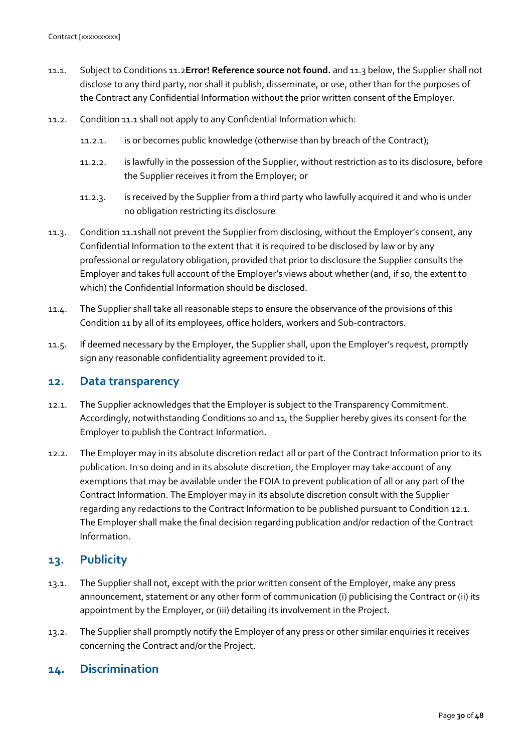11.1. Subject to Conditions 11.2**Error! Reference source not found.** and 11.3 below, the Supplier shall not disclose to any third party, nor shall it publish, disseminate, or use, other than for the purposes of the Contract any Confidential Information without the prior written consent of the Employer.

11.2. Condition 11.1 shall not apply to any Confidential Information which:

11.2.1. is or becomes public knowledge (otherwise than by breach of the Contract);

11.2.2. is lawfully in the possession of the Supplier, without restriction as to its disclosure, before the Supplier receives it from the Employer; or

11.2.3. is received by the Supplier from a third party who lawfully acquired it and who is under no obligation restricting its disclosure

11.3. Condition 11.1shall not prevent the Supplier from disclosing, without the Employer's consent, any Confidential Information to the extent that it is required to be disclosed by law or by any professional or regulatory obligation, provided that prior to disclosure the Supplier consults the Employer and takes full account of the Employer's views about whether (and, if so, the extent to which) the Confidential Information should be disclosed.

11.4. The Supplier shall take all reasonable steps to ensure the observance of the provisions of this Condition 11 by all of its employees, office holders, workers and Sub-contractors.

11.5. If deemed necessary by the Employer, the Supplier shall, upon the Employer's request, promptly sign any reasonable confidentiality agreement provided to it.

## 12. Data transparency

12.1. The Supplier acknowledges that the Employer is subject to the Transparency Commitment. Accordingly, notwithstanding Conditions 10 and 11, the Supplier hereby gives its consent for the Employer to publish the Contract Information.

12.2. The Employer may in its absolute discretion redact all or part of the Contract Information prior to its publication. In so doing and in its absolute discretion, the Employer may take account of any exemptions that may be available under the FOIA to prevent publication of all or any part of the Contract Information. The Employer may in its absolute discretion consult with the Supplier regarding any redactions to the Contract Information to be published pursuant to Condition 12.1. The Employer shall make the final decision regarding publication and/or redaction of the Contract Information.

## 13. Publicity

13.1. The Supplier shall not, except with the prior written consent of the Employer, make any press announcement, statement or any other form of communication (i) publicising the Contract or (ii) its appointment by the Employer, or (iii) detailing its involvement in the Project.

13.2. The Supplier shall promptly notify the Employer of any press or other similar enquiries it receives concerning the Contract and/or the Project.

## 14. Discrimination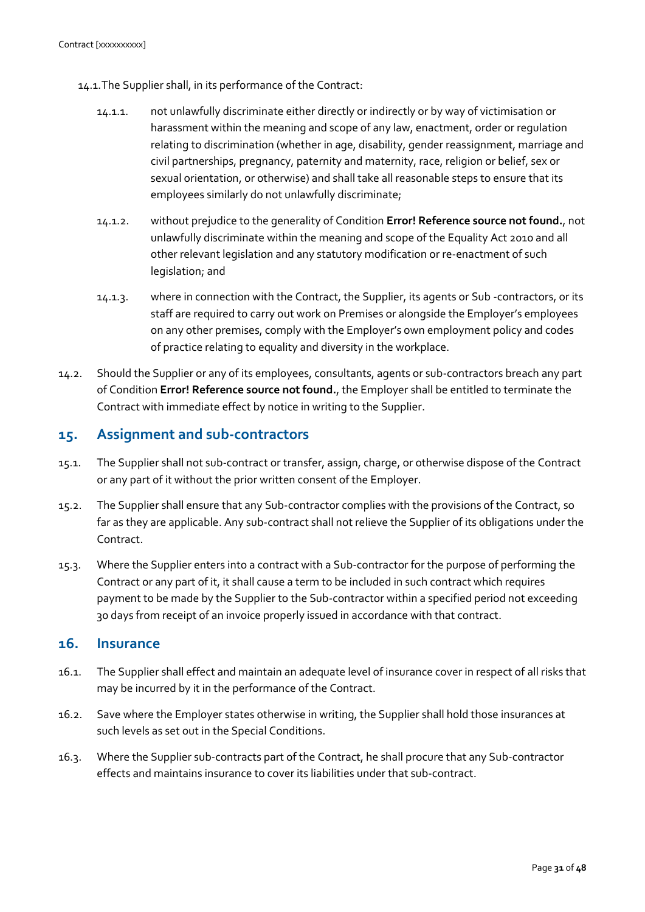14.1. The Supplier shall, in its performance of the Contract:

14.1.1. not unlawfully discriminate either directly or indirectly or by way of victimisation or harassment within the meaning and scope of any law, enactment, order or regulation relating to discrimination (whether in age, disability, gender reassignment, marriage and civil partnerships, pregnancy, paternity and maternity, race, religion or belief, sex or sexual orientation, or otherwise) and shall take all reasonable steps to ensure that its employees similarly do not unlawfully discriminate;

14.1.2. without prejudice to the generality of Condition **Error! Reference source not found.**, not unlawfully discriminate within the meaning and scope of the Equality Act 2010 and all other relevant legislation and any statutory modification or re-enactment of such legislation; and

14.1.3. where in connection with the Contract, the Supplier, its agents or Sub -contractors, or its staff are required to carry out work on Premises or alongside the Employer's employees on any other premises, comply with the Employer's own employment policy and codes of practice relating to equality and diversity in the workplace.

14.2. Should the Supplier or any of its employees, consultants, agents or sub-contractors breach any part of Condition **Error! Reference source not found.**, the Employer shall be entitled to terminate the Contract with immediate effect by notice in writing to the Supplier.

## 15. Assignment and sub-contractors

15.1. The Supplier shall not sub-contract or transfer, assign, charge, or otherwise dispose of the Contract or any part of it without the prior written consent of the Employer.

15.2. The Supplier shall ensure that any Sub-contractor complies with the provisions of the Contract, so far as they are applicable. Any sub-contract shall not relieve the Supplier of its obligations under the Contract.

15.3. Where the Supplier enters into a contract with a Sub-contractor for the purpose of performing the Contract or any part of it, it shall cause a term to be included in such contract which requires payment to be made by the Supplier to the Sub-contractor within a specified period not exceeding 30 days from receipt of an invoice properly issued in accordance with that contract.

## 16. Insurance

16.1. The Supplier shall effect and maintain an adequate level of insurance cover in respect of all risks that may be incurred by it in the performance of the Contract.

16.2. Save where the Employer states otherwise in writing, the Supplier shall hold those insurances at such levels as set out in the Special Conditions.

16.3. Where the Supplier sub-contracts part of the Contract, he shall procure that any Sub-contractor effects and maintains insurance to cover its liabilities under that sub-contract.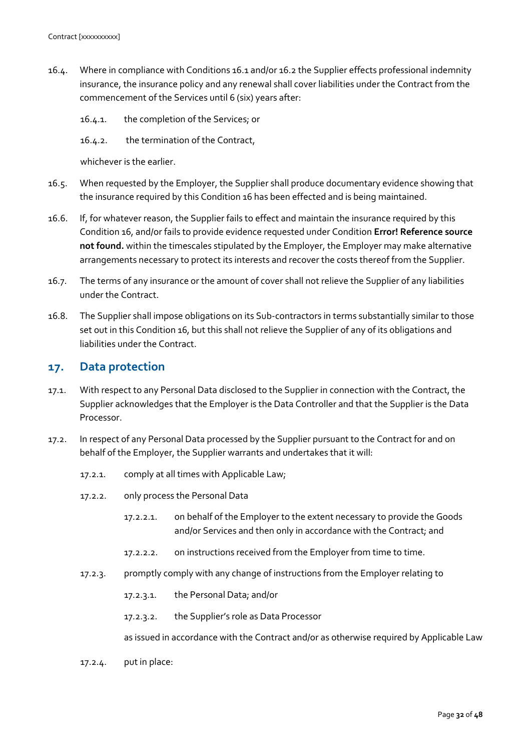16.4. Where in compliance with Conditions 16.1 and/or 16.2 the Supplier effects professional indemnity insurance, the insurance policy and any renewal shall cover liabilities under the Contract from the commencement of the Services until 6 (six) years after:

16.4.1. the completion of the Services; or

16.4.2. the termination of the Contract,

whichever is the earlier.

16.5. When requested by the Employer, the Supplier shall produce documentary evidence showing that the insurance required by this Condition 16 has been effected and is being maintained.

16.6. If, for whatever reason, the Supplier fails to effect and maintain the insurance required by this Condition 16, and/or fails to provide evidence requested under Condition **Error! Reference source not found.** within the timescales stipulated by the Employer, the Employer may make alternative arrangements necessary to protect its interests and recover the costs thereof from the Supplier.

16.7. The terms of any insurance or the amount of cover shall not relieve the Supplier of any liabilities under the Contract.

16.8. The Supplier shall impose obligations on its Sub-contractors in terms substantially similar to those set out in this Condition 16, but this shall not relieve the Supplier of any of its obligations and liabilities under the Contract.

## 17. Data protection

17.1. With respect to any Personal Data disclosed to the Supplier in connection with the Contract, the Supplier acknowledges that the Employer is the Data Controller and that the Supplier is the Data Processor.

17.2. In respect of any Personal Data processed by the Supplier pursuant to the Contract for and on behalf of the Employer, the Supplier warrants and undertakes that it will:

17.2.1. comply at all times with Applicable Law;

17.2.2. only process the Personal Data

17.2.2.1. on behalf of the Employer to the extent necessary to provide the Goods and/or Services and then only in accordance with the Contract; and

17.2.2.2. on instructions received from the Employer from time to time.

17.2.3. promptly comply with any change of instructions from the Employer relating to

17.2.3.1. the Personal Data; and/or

17.2.3.2. the Supplier's role as Data Processor

as issued in accordance with the Contract and/or as otherwise required by Applicable Law

17.2.4. put in place: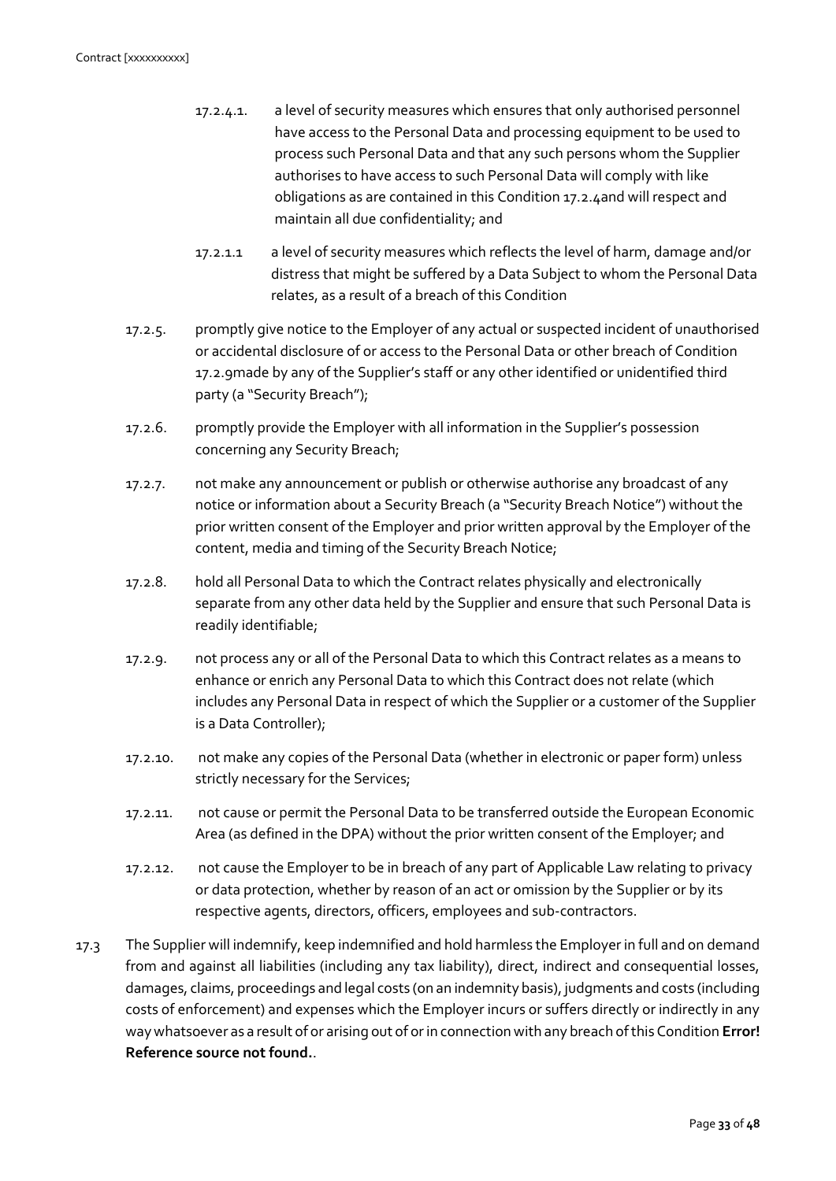17.2.4.1. a level of security measures which ensures that only authorised personnel have access to the Personal Data and processing equipment to be used to process such Personal Data and that any such persons whom the Supplier authorises to have access to such Personal Data will comply with like obligations as are contained in this Condition 17.2.4and will respect and maintain all due confidentiality; and

17.2.1.1 a level of security measures which reflects the level of harm, damage and/or distress that might be suffered by a Data Subject to whom the Personal Data relates, as a result of a breach of this Condition

17.2.5. promptly give notice to the Employer of any actual or suspected incident of unauthorised or accidental disclosure of or access to the Personal Data or other breach of Condition 17.2.9made by any of the Supplier's staff or any other identified or unidentified third party (a "Security Breach");

17.2.6. promptly provide the Employer with all information in the Supplier's possession concerning any Security Breach;

17.2.7. not make any announcement or publish or otherwise authorise any broadcast of any notice or information about a Security Breach (a "Security Breach Notice") without the prior written consent of the Employer and prior written approval by the Employer of the content, media and timing of the Security Breach Notice;

17.2.8. hold all Personal Data to which the Contract relates physically and electronically separate from any other data held by the Supplier and ensure that such Personal Data is readily identifiable;

17.2.9. not process any or all of the Personal Data to which this Contract relates as a means to enhance or enrich any Personal Data to which this Contract does not relate (which includes any Personal Data in respect of which the Supplier or a customer of the Supplier is a Data Controller);

17.2.10. not make any copies of the Personal Data (whether in electronic or paper form) unless strictly necessary for the Services;

17.2.11. not cause or permit the Personal Data to be transferred outside the European Economic Area (as defined in the DPA) without the prior written consent of the Employer; and

17.2.12. not cause the Employer to be in breach of any part of Applicable Law relating to privacy or data protection, whether by reason of an act or omission by the Supplier or by its respective agents, directors, officers, employees and sub-contractors.

17.3 The Supplier will indemnify, keep indemnified and hold harmless the Employer in full and on demand from and against all liabilities (including any tax liability), direct, indirect and consequential losses, damages, claims, proceedings and legal costs (on an indemnity basis), judgments and costs (including costs of enforcement) and expenses which the Employer incurs or suffers directly or indirectly in any way whatsoever as a result of or arising out of or in connection with any breach of this Condition **Error! Reference source not found.**.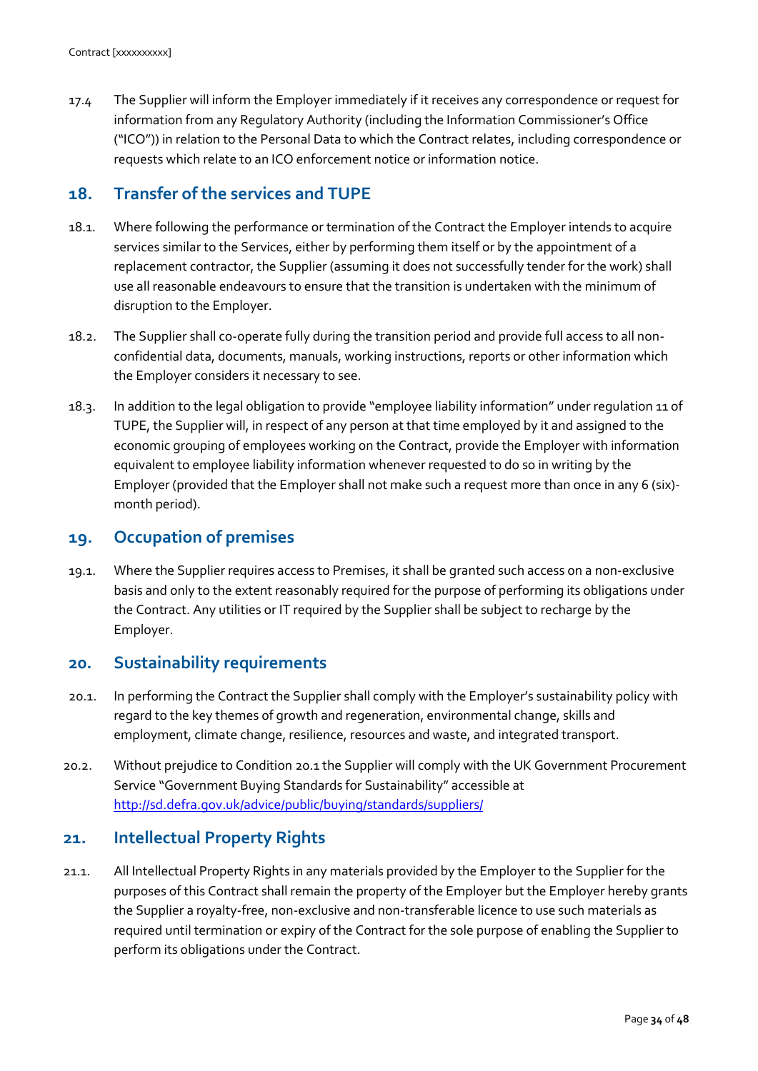17.4 The Supplier will inform the Employer immediately if it receives any correspondence or request for information from any Regulatory Authority (including the Information Commissioner's Office ("ICO")) in relation to the Personal Data to which the Contract relates, including correspondence or requests which relate to an ICO enforcement notice or information notice.

## 18. Transfer of the services and TUPE

18.1. Where following the performance or termination of the Contract the Employer intends to acquire services similar to the Services, either by performing them itself or by the appointment of a replacement contractor, the Supplier (assuming it does not successfully tender for the work) shall use all reasonable endeavours to ensure that the transition is undertaken with the minimum of disruption to the Employer.

18.2. The Supplier shall co-operate fully during the transition period and provide full access to all non-confidential data, documents, manuals, working instructions, reports or other information which the Employer considers it necessary to see.

18.3. In addition to the legal obligation to provide "employee liability information" under regulation 11 of TUPE, the Supplier will, in respect of any person at that time employed by it and assigned to the economic grouping of employees working on the Contract, provide the Employer with information equivalent to employee liability information whenever requested to do so in writing by the Employer (provided that the Employer shall not make such a request more than once in any 6 (six)-month period).

## 19. Occupation of premises

19.1. Where the Supplier requires access to Premises, it shall be granted such access on a non-exclusive basis and only to the extent reasonably required for the purpose of performing its obligations under the Contract. Any utilities or IT required by the Supplier shall be subject to recharge by the Employer.

## 20. Sustainability requirements

20.1. In performing the Contract the Supplier shall comply with the Employer's sustainability policy with regard to the key themes of growth and regeneration, environmental change, skills and employment, climate change, resilience, resources and waste, and integrated transport.

20.2. Without prejudice to Condition 20.1 the Supplier will comply with the UK Government Procurement Service "Government Buying Standards for Sustainability" accessible at http://sd.defra.gov.uk/advice/public/buying/standards/suppliers/

## 21. Intellectual Property Rights

21.1. All Intellectual Property Rights in any materials provided by the Employer to the Supplier for the purposes of this Contract shall remain the property of the Employer but the Employer hereby grants the Supplier a royalty-free, non-exclusive and non-transferable licence to use such materials as required until termination or expiry of the Contract for the sole purpose of enabling the Supplier to perform its obligations under the Contract.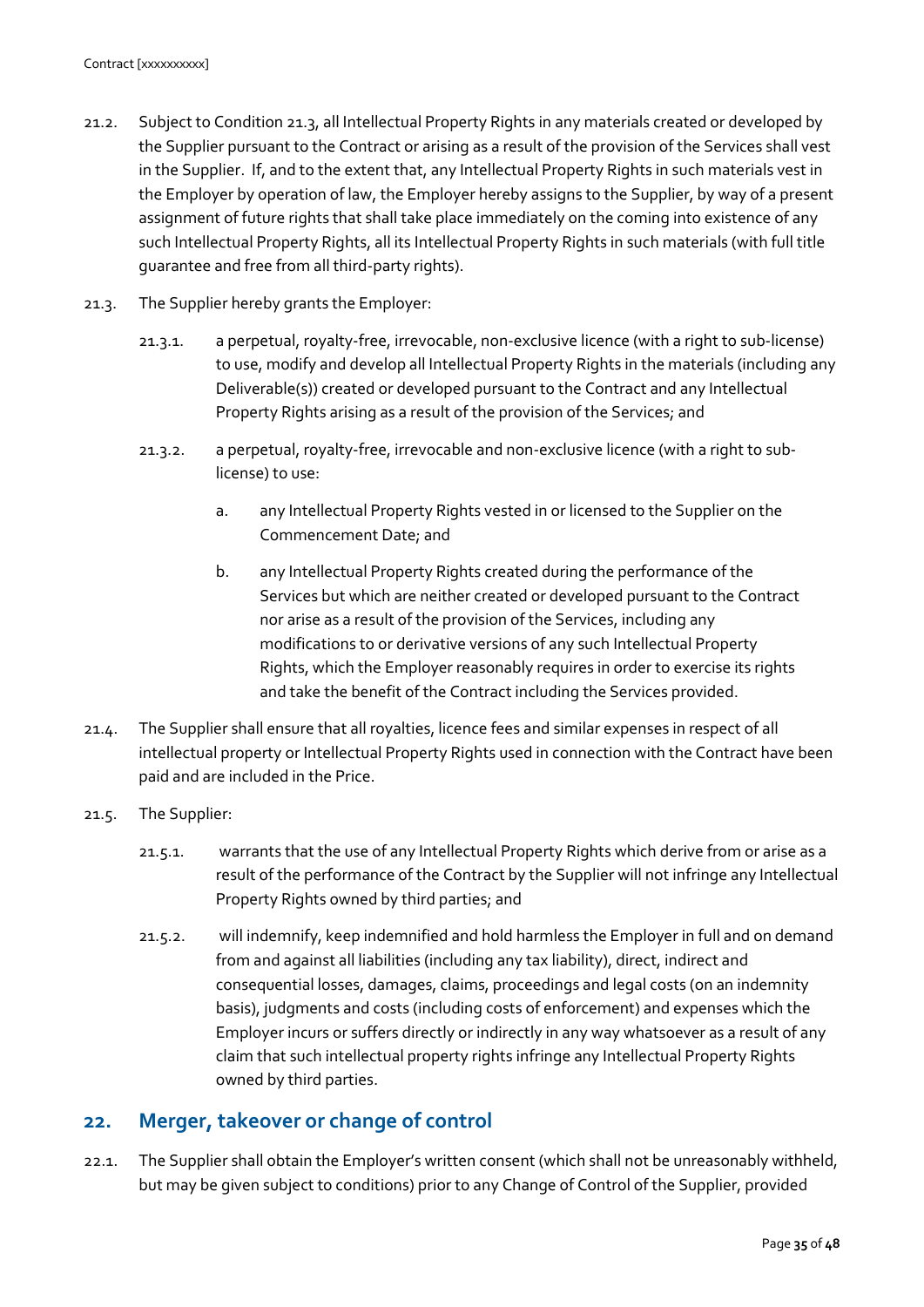21.2. Subject to Condition 21.3, all Intellectual Property Rights in any materials created or developed by the Supplier pursuant to the Contract or arising as a result of the provision of the Services shall vest in the Supplier. If, and to the extent that, any Intellectual Property Rights in such materials vest in the Employer by operation of law, the Employer hereby assigns to the Supplier, by way of a present assignment of future rights that shall take place immediately on the coming into existence of any such Intellectual Property Rights, all its Intellectual Property Rights in such materials (with full title guarantee and free from all third-party rights).

21.3. The Supplier hereby grants the Employer:

21.3.1. a perpetual, royalty-free, irrevocable, non-exclusive licence (with a right to sub-license) to use, modify and develop all Intellectual Property Rights in the materials (including any Deliverable(s)) created or developed pursuant to the Contract and any Intellectual Property Rights arising as a result of the provision of the Services; and

21.3.2. a perpetual, royalty-free, irrevocable and non-exclusive licence (with a right to sub-license) to use:

a. any Intellectual Property Rights vested in or licensed to the Supplier on the Commencement Date; and

b. any Intellectual Property Rights created during the performance of the Services but which are neither created or developed pursuant to the Contract nor arise as a result of the provision of the Services, including any modifications to or derivative versions of any such Intellectual Property Rights, which the Employer reasonably requires in order to exercise its rights and take the benefit of the Contract including the Services provided.

21.4. The Supplier shall ensure that all royalties, licence fees and similar expenses in respect of all intellectual property or Intellectual Property Rights used in connection with the Contract have been paid and are included in the Price.

21.5. The Supplier:

21.5.1. warrants that the use of any Intellectual Property Rights which derive from or arise as a result of the performance of the Contract by the Supplier will not infringe any Intellectual Property Rights owned by third parties; and

21.5.2. will indemnify, keep indemnified and hold harmless the Employer in full and on demand from and against all liabilities (including any tax liability), direct, indirect and consequential losses, damages, claims, proceedings and legal costs (on an indemnity basis), judgments and costs (including costs of enforcement) and expenses which the Employer incurs or suffers directly or indirectly in any way whatsoever as a result of any claim that such intellectual property rights infringe any Intellectual Property Rights owned by third parties.

## 22. Merger, takeover or change of control

22.1. The Supplier shall obtain the Employer's written consent (which shall not be unreasonably withheld, but may be given subject to conditions) prior to any Change of Control of the Supplier, provided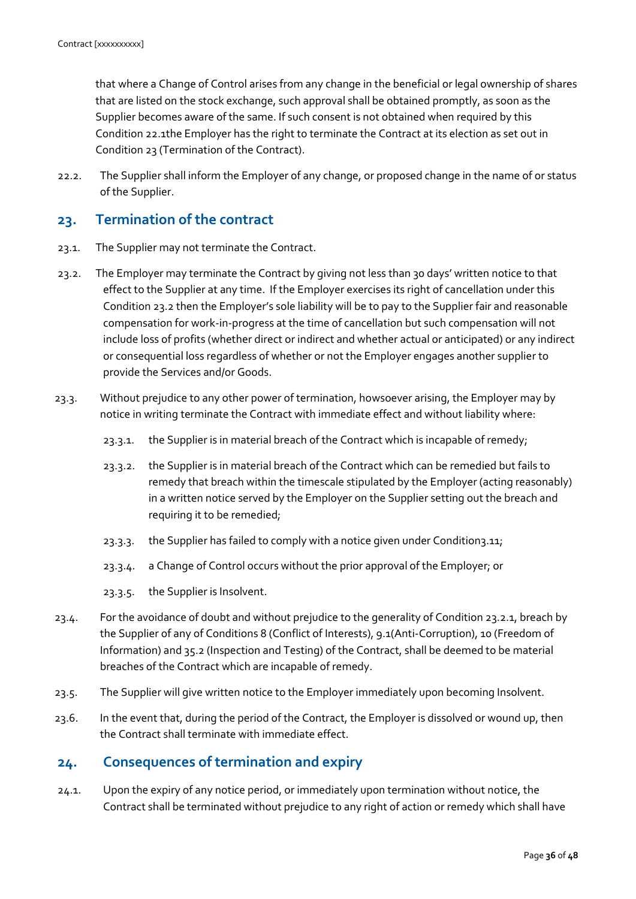that where a Change of Control arises from any change in the beneficial or legal ownership of shares that are listed on the stock exchange, such approval shall be obtained promptly, as soon as the Supplier becomes aware of the same. If such consent is not obtained when required by this Condition 22.1the Employer has the right to terminate the Contract at its election as set out in Condition 23 (Termination of the Contract).

22.2. The Supplier shall inform the Employer of any change, or proposed change in the name of or status of the Supplier.

## 23. Termination of the contract

23.1. The Supplier may not terminate the Contract.

23.2. The Employer may terminate the Contract by giving not less than 30 days' written notice to that effect to the Supplier at any time. If the Employer exercises its right of cancellation under this Condition 23.2 then the Employer's sole liability will be to pay to the Supplier fair and reasonable compensation for work-in-progress at the time of cancellation but such compensation will not include loss of profits (whether direct or indirect and whether actual or anticipated) or any indirect or consequential loss regardless of whether or not the Employer engages another supplier to provide the Services and/or Goods.

23.3. Without prejudice to any other power of termination, howsoever arising, the Employer may by notice in writing terminate the Contract with immediate effect and without liability where:

23.3.1. the Supplier is in material breach of the Contract which is incapable of remedy;

23.3.2. the Supplier is in material breach of the Contract which can be remedied but fails to remedy that breach within the timescale stipulated by the Employer (acting reasonably) in a written notice served by the Employer on the Supplier setting out the breach and requiring it to be remedied;

23.3.3. the Supplier has failed to comply with a notice given under Condition3.11;

23.3.4. a Change of Control occurs without the prior approval of the Employer; or

23.3.5. the Supplier is Insolvent.

23.4. For the avoidance of doubt and without prejudice to the generality of Condition 23.2.1, breach by the Supplier of any of Conditions 8 (Conflict of Interests), 9.1(Anti-Corruption), 10 (Freedom of Information) and 35.2 (Inspection and Testing) of the Contract, shall be deemed to be material breaches of the Contract which are incapable of remedy.

23.5. The Supplier will give written notice to the Employer immediately upon becoming Insolvent.

23.6. In the event that, during the period of the Contract, the Employer is dissolved or wound up, then the Contract shall terminate with immediate effect.

## 24. Consequences of termination and expiry

24.1. Upon the expiry of any notice period, or immediately upon termination without notice, the Contract shall be terminated without prejudice to any right of action or remedy which shall have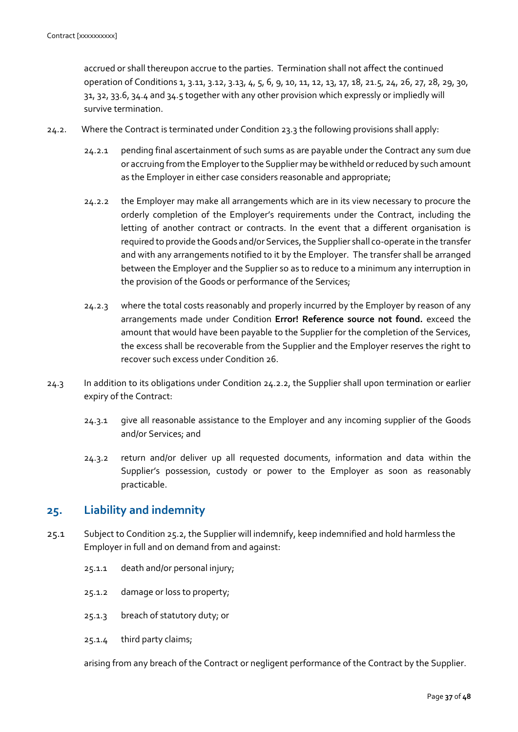accrued or shall thereupon accrue to the parties. Termination shall not affect the continued operation of Conditions 1, 3.11, 3.12, 3.13, 4, 5, 6, 9, 10, 11, 12, 13, 17, 18, 21.5, 24, 26, 27, 28, 29, 30, 31, 32, 33.6, 34.4 and 34.5 together with any other provision which expressly or impliedly will survive termination.

24.2. Where the Contract is terminated under Condition 23.3 the following provisions shall apply:

24.2.1 pending final ascertainment of such sums as are payable under the Contract any sum due or accruing from the Employer to the Supplier may be withheld or reduced by such amount as the Employer in either case considers reasonable and appropriate;

24.2.2 the Employer may make all arrangements which are in its view necessary to procure the orderly completion of the Employer's requirements under the Contract, including the letting of another contract or contracts. In the event that a different organisation is required to provide the Goods and/or Services, the Supplier shall co-operate in the transfer and with any arrangements notified to it by the Employer. The transfer shall be arranged between the Employer and the Supplier so as to reduce to a minimum any interruption in the provision of the Goods or performance of the Services;

24.2.3 where the total costs reasonably and properly incurred by the Employer by reason of any arrangements made under Condition **Error! Reference source not found.** exceed the amount that would have been payable to the Supplier for the completion of the Services, the excess shall be recoverable from the Supplier and the Employer reserves the right to recover such excess under Condition 26.

24.3 In addition to its obligations under Condition 24.2.2, the Supplier shall upon termination or earlier expiry of the Contract:

24.3.1 give all reasonable assistance to the Employer and any incoming supplier of the Goods and/or Services; and

24.3.2 return and/or deliver up all requested documents, information and data within the Supplier's possession, custody or power to the Employer as soon as reasonably practicable.

## 25. Liability and indemnity

25.1 Subject to Condition 25.2, the Supplier will indemnify, keep indemnified and hold harmless the Employer in full and on demand from and against:

25.1.1 death and/or personal injury;

25.1.2 damage or loss to property;

25.1.3 breach of statutory duty; or

25.1.4 third party claims;

arising from any breach of the Contract or negligent performance of the Contract by the Supplier.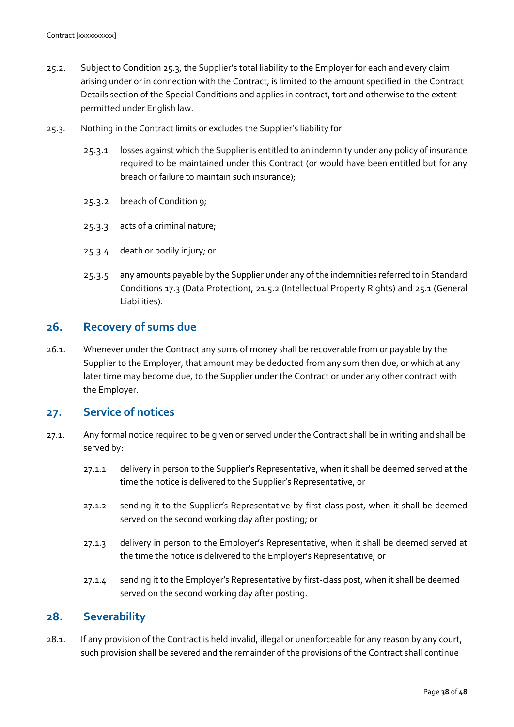25.2. Subject to Condition 25.3, the Supplier's total liability to the Employer for each and every claim arising under or in connection with the Contract, is limited to the amount specified in the Contract Details section of the Special Conditions and applies in contract, tort and otherwise to the extent permitted under English law.

25.3. Nothing in the Contract limits or excludes the Supplier's liability for:

25.3.1 losses against which the Supplier is entitled to an indemnity under any policy of insurance required to be maintained under this Contract (or would have been entitled but for any breach or failure to maintain such insurance);

25.3.2 breach of Condition 9;

25.3.3 acts of a criminal nature;

25.3.4 death or bodily injury; or

25.3.5 any amounts payable by the Supplier under any of the indemnities referred to in Standard Conditions 17.3 (Data Protection), 21.5.2 (Intellectual Property Rights) and 25.1 (General Liabilities).

## 26. Recovery of sums due

26.1. Whenever under the Contract any sums of money shall be recoverable from or payable by the Supplier to the Employer, that amount may be deducted from any sum then due, or which at any later time may become due, to the Supplier under the Contract or under any other contract with the Employer.

## 27. Service of notices

27.1. Any formal notice required to be given or served under the Contract shall be in writing and shall be served by:

27.1.1 delivery in person to the Supplier's Representative, when it shall be deemed served at the time the notice is delivered to the Supplier's Representative, or

27.1.2 sending it to the Supplier's Representative by first-class post, when it shall be deemed served on the second working day after posting; or

27.1.3 delivery in person to the Employer's Representative, when it shall be deemed served at the time the notice is delivered to the Employer's Representative, or

27.1.4 sending it to the Employer's Representative by first-class post, when it shall be deemed served on the second working day after posting.

## 28. Severability

28.1. If any provision of the Contract is held invalid, illegal or unenforceable for any reason by any court, such provision shall be severed and the remainder of the provisions of the Contract shall continue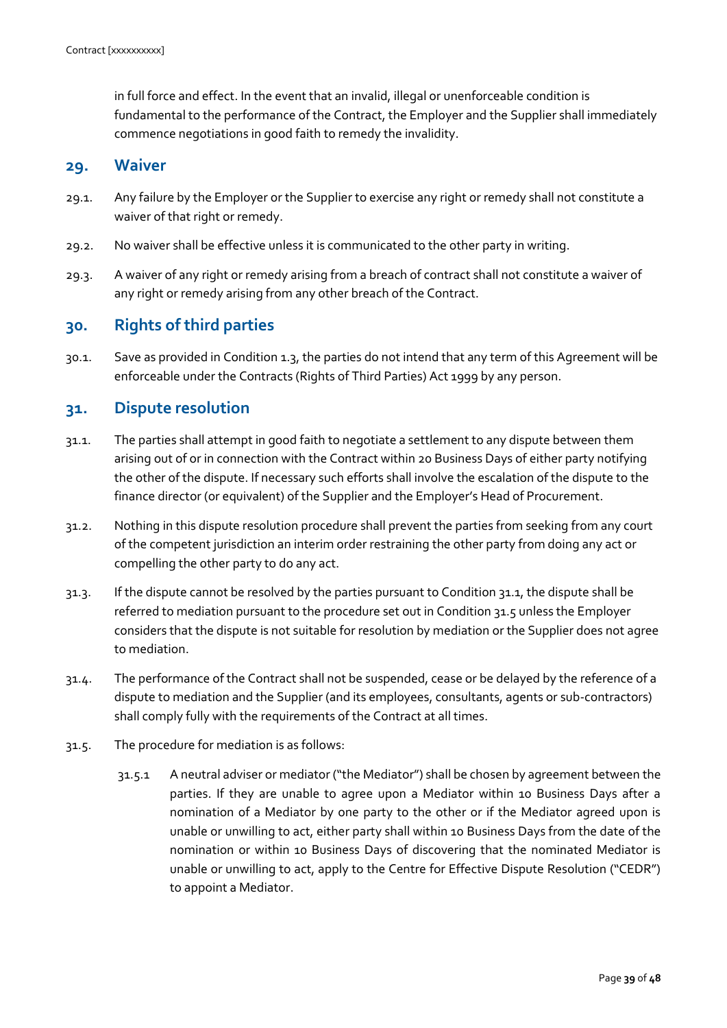in full force and effect. In the event that an invalid, illegal or unenforceable condition is fundamental to the performance of the Contract, the Employer and the Supplier shall immediately commence negotiations in good faith to remedy the invalidity.

## 29. Waiver

29.1. Any failure by the Employer or the Supplier to exercise any right or remedy shall not constitute a waiver of that right or remedy.

29.2. No waiver shall be effective unless it is communicated to the other party in writing.

29.3. A waiver of any right or remedy arising from a breach of contract shall not constitute a waiver of any right or remedy arising from any other breach of the Contract.

## 30. Rights of third parties

30.1. Save as provided in Condition 1.3, the parties do not intend that any term of this Agreement will be enforceable under the Contracts (Rights of Third Parties) Act 1999 by any person.

## 31. Dispute resolution

31.1. The parties shall attempt in good faith to negotiate a settlement to any dispute between them arising out of or in connection with the Contract within 20 Business Days of either party notifying the other of the dispute. If necessary such efforts shall involve the escalation of the dispute to the finance director (or equivalent) of the Supplier and the Employer's Head of Procurement.

31.2. Nothing in this dispute resolution procedure shall prevent the parties from seeking from any court of the competent jurisdiction an interim order restraining the other party from doing any act or compelling the other party to do any act.

31.3. If the dispute cannot be resolved by the parties pursuant to Condition 31.1, the dispute shall be referred to mediation pursuant to the procedure set out in Condition 31.5 unless the Employer considers that the dispute is not suitable for resolution by mediation or the Supplier does not agree to mediation.

31.4. The performance of the Contract shall not be suspended, cease or be delayed by the reference of a dispute to mediation and the Supplier (and its employees, consultants, agents or sub-contractors) shall comply fully with the requirements of the Contract at all times.

31.5. The procedure for mediation is as follows:

31.5.1 A neutral adviser or mediator ("the Mediator") shall be chosen by agreement between the parties. If they are unable to agree upon a Mediator within 10 Business Days after a nomination of a Mediator by one party to the other or if the Mediator agreed upon is unable or unwilling to act, either party shall within 10 Business Days from the date of the nomination or within 10 Business Days of discovering that the nominated Mediator is unable or unwilling to act, apply to the Centre for Effective Dispute Resolution ("CEDR") to appoint a Mediator.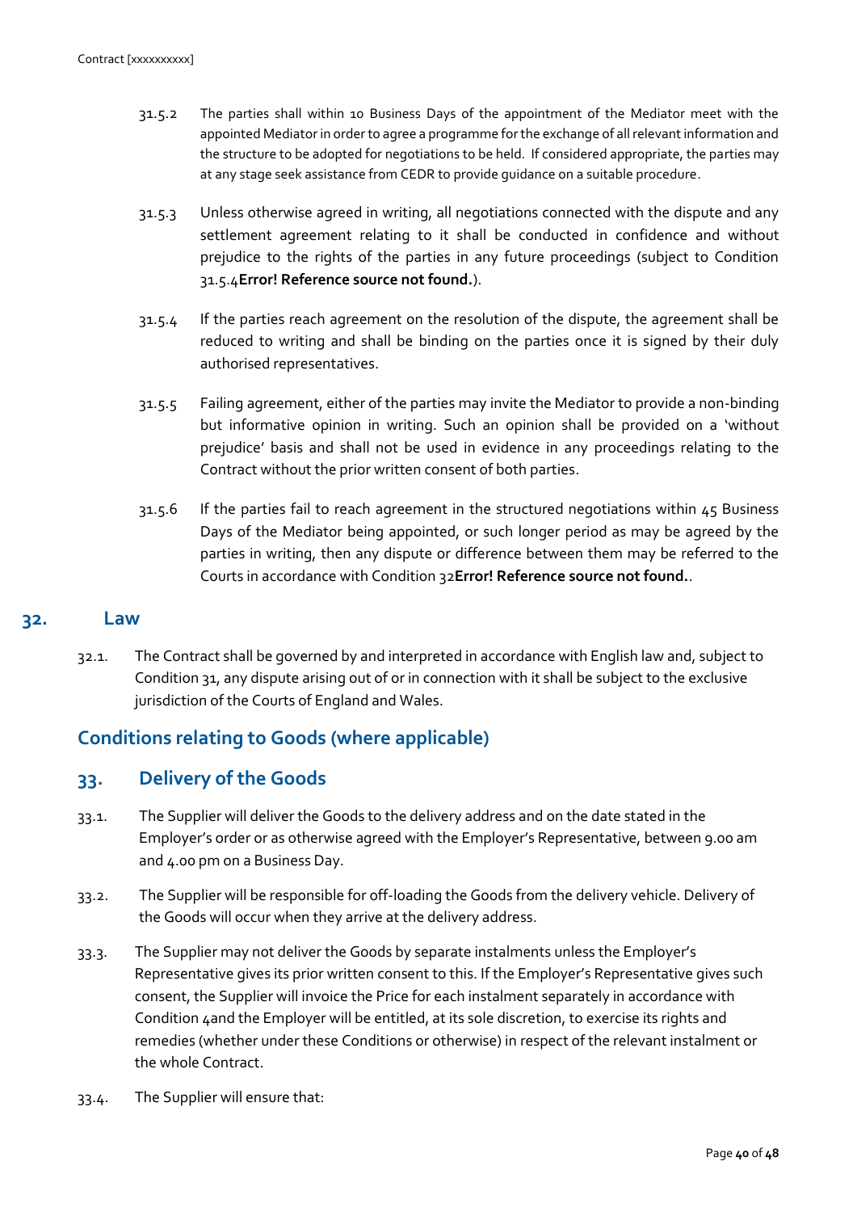31.5.2 The parties shall within 10 Business Days of the appointment of the Mediator meet with the appointed Mediator in order to agree a programme for the exchange of all relevant information and the structure to be adopted for negotiations to be held. If considered appropriate, the parties may at any stage seek assistance from CEDR to provide guidance on a suitable procedure.

31.5.3 Unless otherwise agreed in writing, all negotiations connected with the dispute and any settlement agreement relating to it shall be conducted in confidence and without prejudice to the rights of the parties in any future proceedings (subject to Condition 31.5.4**Error! Reference source not found.**).

31.5.4 If the parties reach agreement on the resolution of the dispute, the agreement shall be reduced to writing and shall be binding on the parties once it is signed by their duly authorised representatives.

31.5.5 Failing agreement, either of the parties may invite the Mediator to provide a non-binding but informative opinion in writing. Such an opinion shall be provided on a 'without prejudice' basis and shall not be used in evidence in any proceedings relating to the Contract without the prior written consent of both parties.

31.5.6 If the parties fail to reach agreement in the structured negotiations within 45 Business Days of the Mediator being appointed, or such longer period as may be agreed by the parties in writing, then any dispute or difference between them may be referred to the Courts in accordance with Condition 32**Error! Reference source not found.**.

## 32. Law

32.1. The Contract shall be governed by and interpreted in accordance with English law and, subject to Condition 31, any dispute arising out of or in connection with it shall be subject to the exclusive jurisdiction of the Courts of England and Wales.

## Conditions relating to Goods (where applicable)

## 33. Delivery of the Goods

33.1. The Supplier will deliver the Goods to the delivery address and on the date stated in the Employer's order or as otherwise agreed with the Employer's Representative, between 9.00 am and 4.00 pm on a Business Day.

33.2. The Supplier will be responsible for off-loading the Goods from the delivery vehicle. Delivery of the Goods will occur when they arrive at the delivery address.

33.3. The Supplier may not deliver the Goods by separate instalments unless the Employer's Representative gives its prior written consent to this. If the Employer's Representative gives such consent, the Supplier will invoice the Price for each instalment separately in accordance with Condition 4and the Employer will be entitled, at its sole discretion, to exercise its rights and remedies (whether under these Conditions or otherwise) in respect of the relevant instalment or the whole Contract.

33.4. The Supplier will ensure that: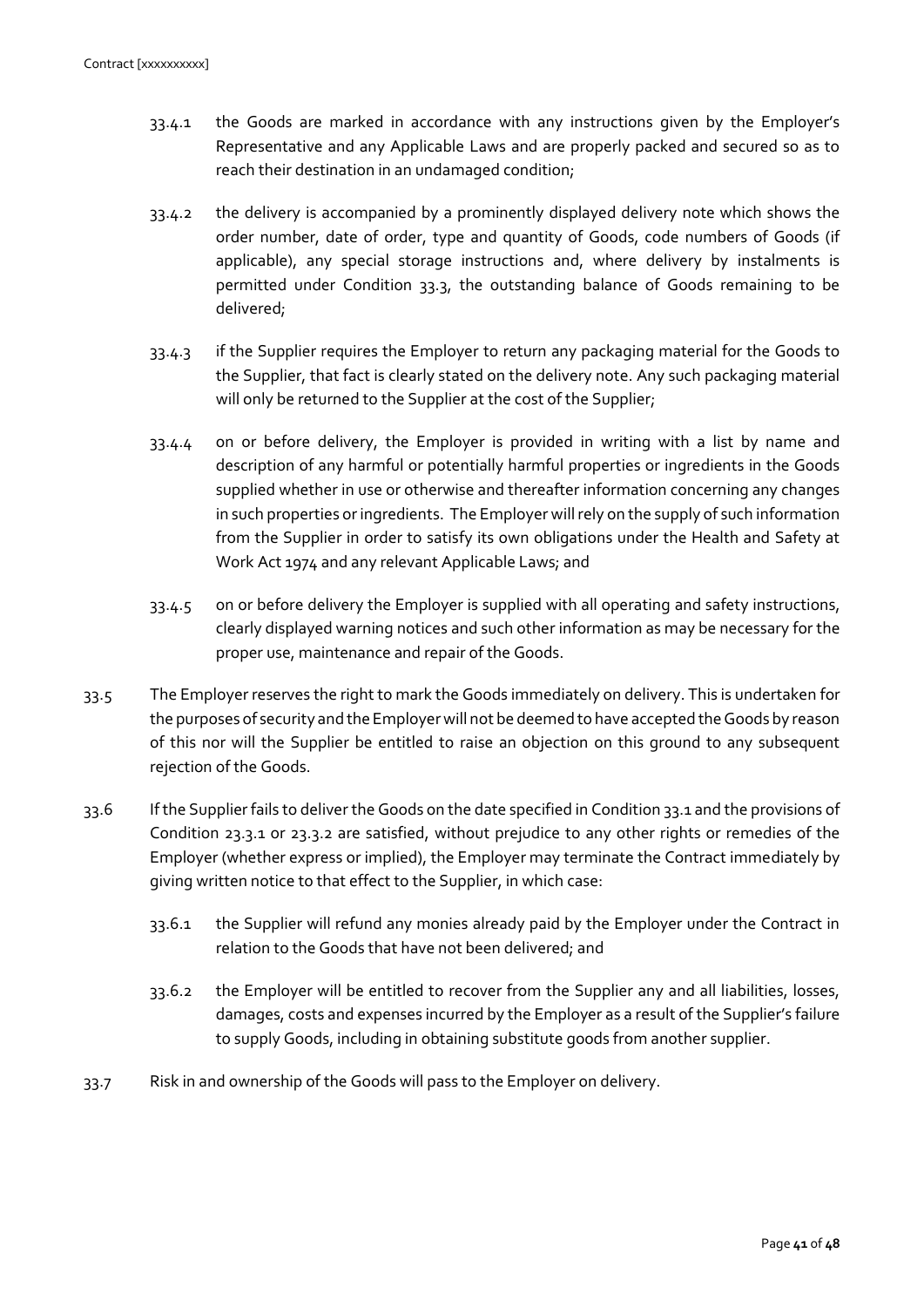33.4.1 the Goods are marked in accordance with any instructions given by the Employer's Representative and any Applicable Laws and are properly packed and secured so as to reach their destination in an undamaged condition;

33.4.2 the delivery is accompanied by a prominently displayed delivery note which shows the order number, date of order, type and quantity of Goods, code numbers of Goods (if applicable), any special storage instructions and, where delivery by instalments is permitted under Condition 33.3, the outstanding balance of Goods remaining to be delivered;

33.4.3 if the Supplier requires the Employer to return any packaging material for the Goods to the Supplier, that fact is clearly stated on the delivery note. Any such packaging material will only be returned to the Supplier at the cost of the Supplier;

33.4.4 on or before delivery, the Employer is provided in writing with a list by name and description of any harmful or potentially harmful properties or ingredients in the Goods supplied whether in use or otherwise and thereafter information concerning any changes in such properties or ingredients. The Employer will rely on the supply of such information from the Supplier in order to satisfy its own obligations under the Health and Safety at Work Act 1974 and any relevant Applicable Laws; and

33.4.5 on or before delivery the Employer is supplied with all operating and safety instructions, clearly displayed warning notices and such other information as may be necessary for the proper use, maintenance and repair of the Goods.

33.5 The Employer reserves the right to mark the Goods immediately on delivery. This is undertaken for the purposes of security and the Employer will not be deemed to have accepted the Goods by reason of this nor will the Supplier be entitled to raise an objection on this ground to any subsequent rejection of the Goods.

33.6 If the Supplier fails to deliver the Goods on the date specified in Condition 33.1 and the provisions of Condition 23.3.1 or 23.3.2 are satisfied, without prejudice to any other rights or remedies of the Employer (whether express or implied), the Employer may terminate the Contract immediately by giving written notice to that effect to the Supplier, in which case:

33.6.1 the Supplier will refund any monies already paid by the Employer under the Contract in relation to the Goods that have not been delivered; and

33.6.2 the Employer will be entitled to recover from the Supplier any and all liabilities, losses, damages, costs and expenses incurred by the Employer as a result of the Supplier's failure to supply Goods, including in obtaining substitute goods from another supplier.

33.7 Risk in and ownership of the Goods will pass to the Employer on delivery.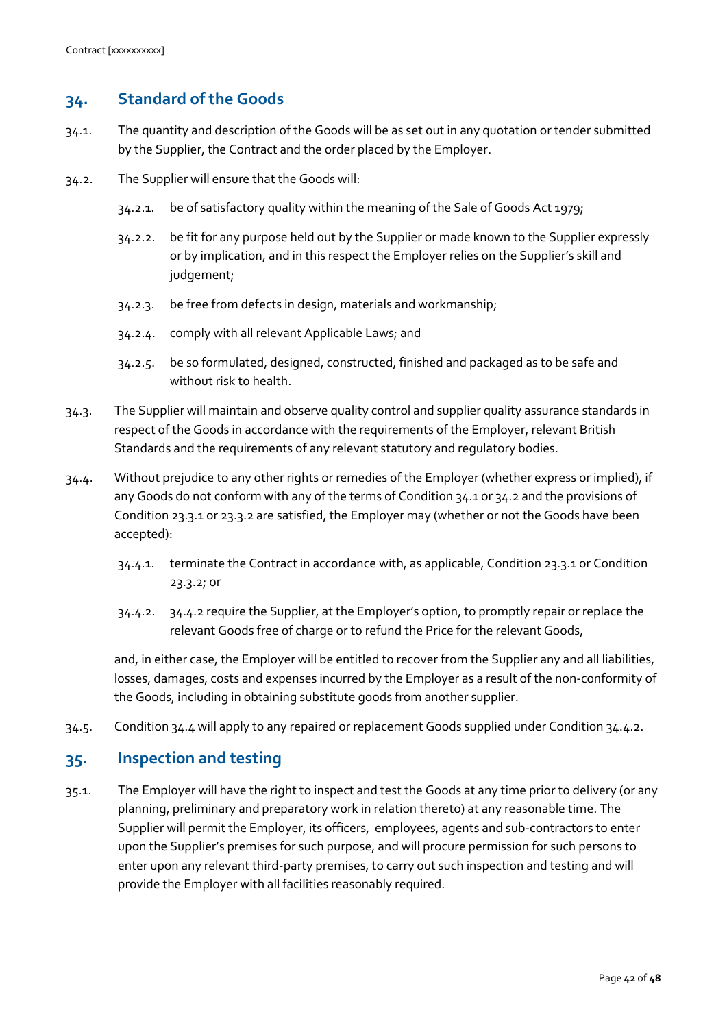## 34. Standard of the Goods

34.1. The quantity and description of the Goods will be as set out in any quotation or tender submitted by the Supplier, the Contract and the order placed by the Employer.

34.2. The Supplier will ensure that the Goods will:

34.2.1. be of satisfactory quality within the meaning of the Sale of Goods Act 1979;

34.2.2. be fit for any purpose held out by the Supplier or made known to the Supplier expressly or by implication, and in this respect the Employer relies on the Supplier's skill and judgement;

34.2.3. be free from defects in design, materials and workmanship;

34.2.4. comply with all relevant Applicable Laws; and

34.2.5. be so formulated, designed, constructed, finished and packaged as to be safe and without risk to health.

34.3. The Supplier will maintain and observe quality control and supplier quality assurance standards in respect of the Goods in accordance with the requirements of the Employer, relevant British Standards and the requirements of any relevant statutory and regulatory bodies.

34.4. Without prejudice to any other rights or remedies of the Employer (whether express or implied), if any Goods do not conform with any of the terms of Condition 34.1 or 34.2 and the provisions of Condition 23.3.1 or 23.3.2 are satisfied, the Employer may (whether or not the Goods have been accepted):

34.4.1. terminate the Contract in accordance with, as applicable, Condition 23.3.1 or Condition 23.3.2; or

34.4.2. 34.4.2 require the Supplier, at the Employer's option, to promptly repair or replace the relevant Goods free of charge or to refund the Price for the relevant Goods,

and, in either case, the Employer will be entitled to recover from the Supplier any and all liabilities, losses, damages, costs and expenses incurred by the Employer as a result of the non-conformity of the Goods, including in obtaining substitute goods from another supplier.

34.5. Condition 34.4 will apply to any repaired or replacement Goods supplied under Condition 34.4.2.

## 35. Inspection and testing

35.1. The Employer will have the right to inspect and test the Goods at any time prior to delivery (or any planning, preliminary and preparatory work in relation thereto) at any reasonable time. The Supplier will permit the Employer, its officers, employees, agents and sub-contractors to enter upon the Supplier's premises for such purpose, and will procure permission for such persons to enter upon any relevant third-party premises, to carry out such inspection and testing and will provide the Employer with all facilities reasonably required.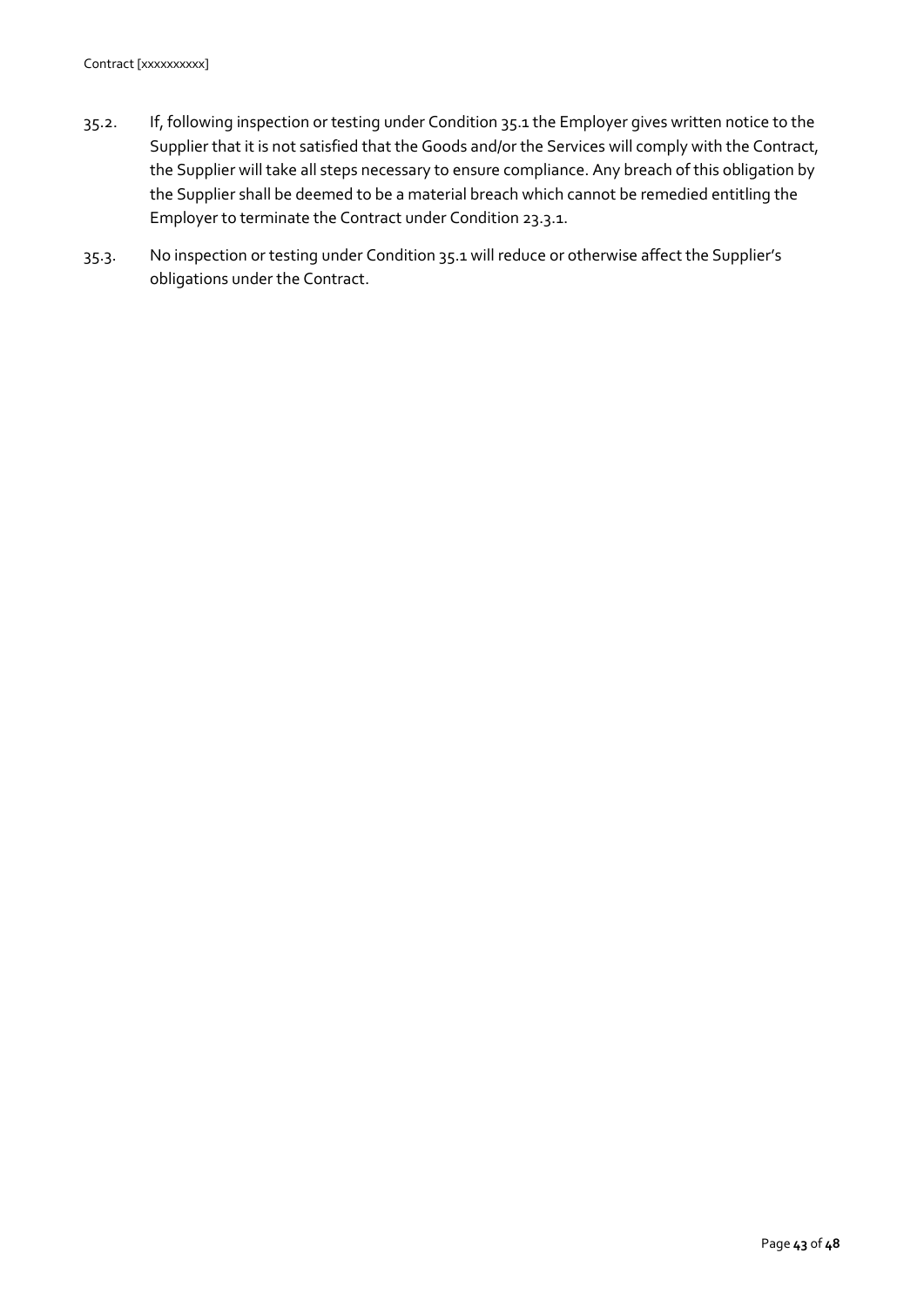35.2. If, following inspection or testing under Condition 35.1 the Employer gives written notice to the Supplier that it is not satisfied that the Goods and/or the Services will comply with the Contract, the Supplier will take all steps necessary to ensure compliance. Any breach of this obligation by the Supplier shall be deemed to be a material breach which cannot be remedied entitling the Employer to terminate the Contract under Condition 23.3.1.

35.3. No inspection or testing under Condition 35.1 will reduce or otherwise affect the Supplier's obligations under the Contract.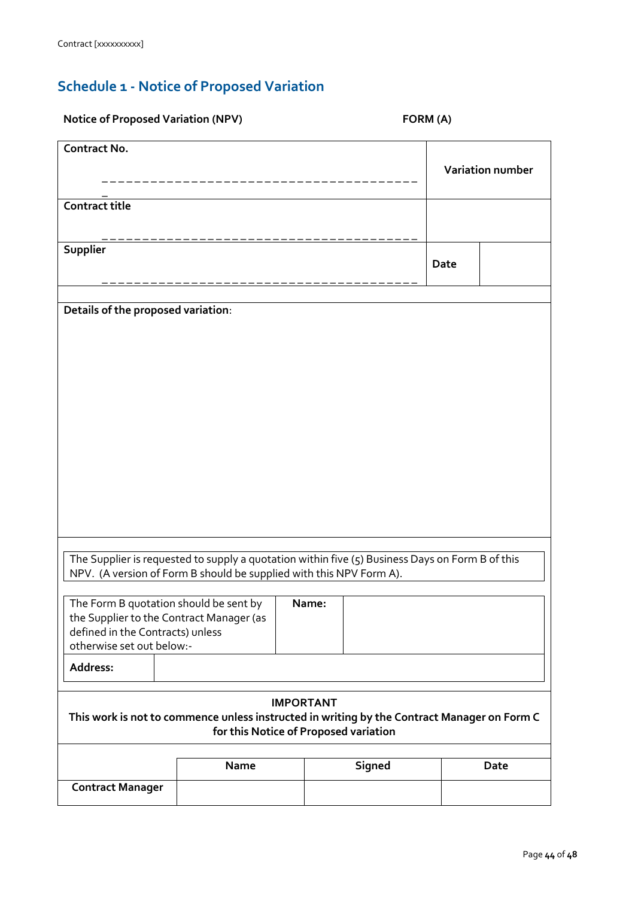## Schedule 1 - Notice of Proposed Variation

**Notice of Proposed Variation (NPV)** **FORM (A)**

| | | |
|---|---|---|
| **Contract No.**<br>_______________________________________ | **Variation number** | |
| **Contract title**<br>_______________________________________ | | |
| **Supplier**<br>_______________________________________ | **Date** | |

**Details of the proposed variation**:

The Supplier is requested to supply a quotation within five (5) Business Days on Form B of this NPV. (A version of Form B should be supplied with this NPV Form A).

| | | |
|---|---|---|
| The Form B quotation should be sent by the Supplier to the Contract Manager (as defined in the Contracts) unless otherwise set out below:- | **Name:** | |
| **Address:** | | |

**IMPORTANT**
**This work is not to commence unless instructed in writing by the Contract Manager on Form C for this Notice of Proposed variation**

| | Name | Signed | Date |
|---|---|---|---|
| **Contract Manager** | | | |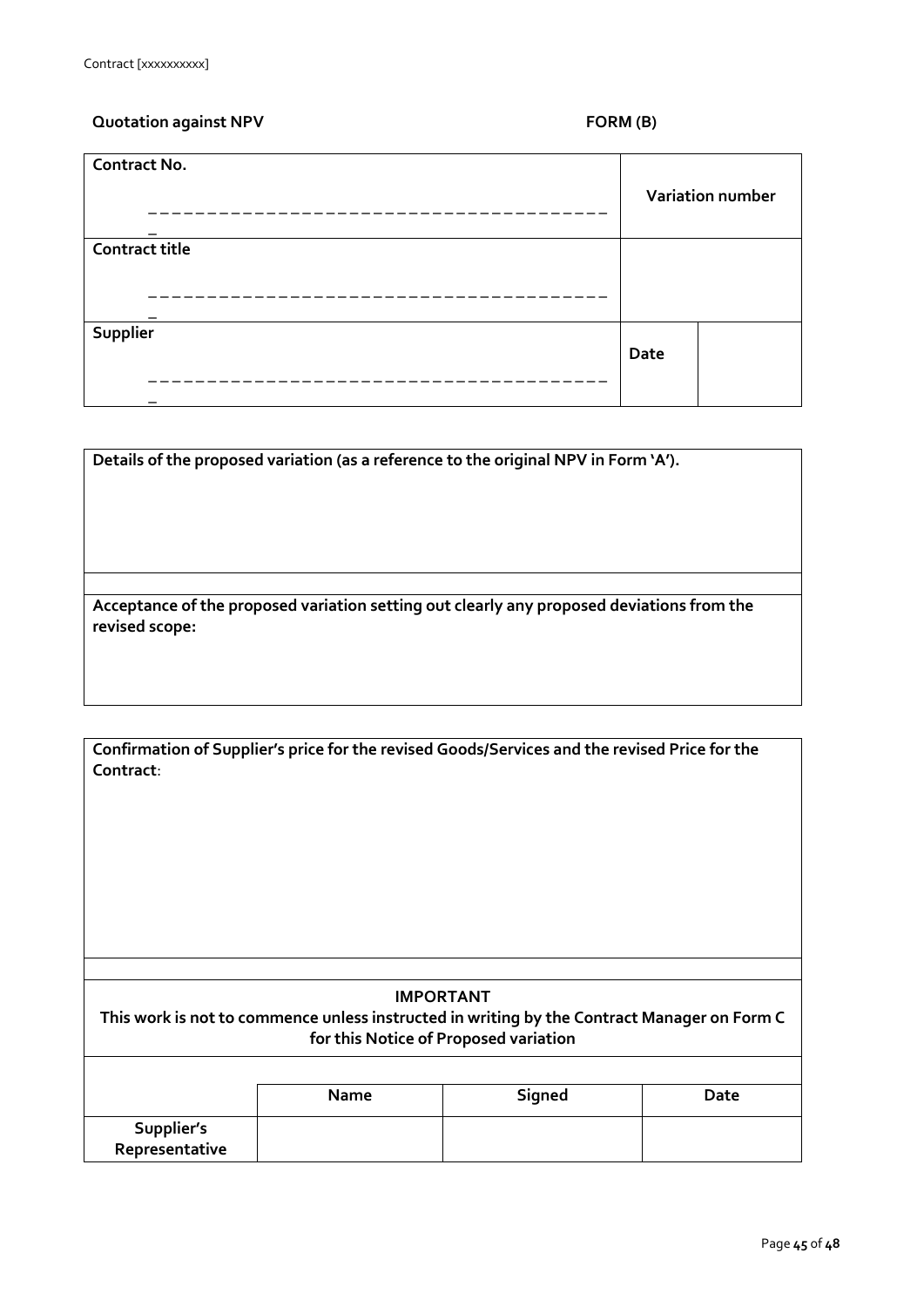**Quotation against NPV** **FORM (B)**

| Contract No.<br><br>_______________________________________ | Variation number | |
|---|---|---|
| Contract title<br><br>_______________________________________ | | |
| Supplier<br><br>_______________________________________ | Date | |

| **Details of the proposed variation (as a reference to the original NPV in Form 'A').** |
|---|
| |
| **Acceptance of the proposed variation setting out clearly any proposed deviations from the revised scope:** |

| **Confirmation of Supplier's price for the revised Goods/Services and the revised Price for the Contract**: | | | |
|---|---|---|---|
| | | | |
| **IMPORTANT**<br>**This work is not to commence unless instructed in writing by the Contract Manager on Form C for this Notice of Proposed variation** | | | |
| | | | |
| | **Name** | **Signed** | **Date** |
| **Supplier's Representative** | | | |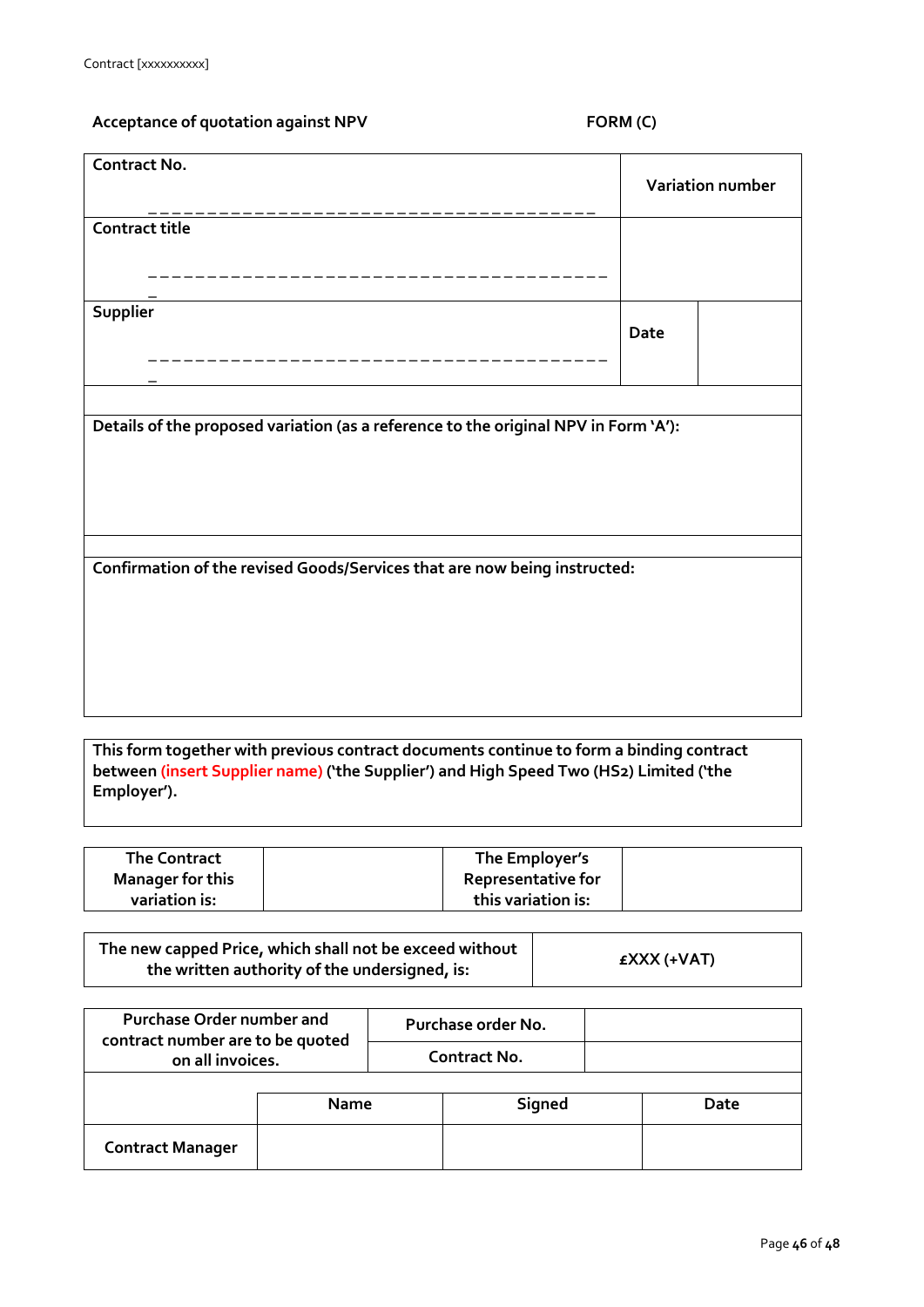Acceptance of quotation against NPV **FORM (C)**

| | | |
|---|---|---|
| **Contract No.** _____________________________________ | **Variation number** | |
| **Contract title** _____________________________________ | | |
| **Supplier** _____________________________________ | **Date** | |

| |
|---|
| **Details of the proposed variation (as a reference to the original NPV in Form 'A'):** |
| |
| **Confirmation of the revised Goods/Services that are now being instructed:** |
| |

**This form together with previous contract documents continue to form a binding contract between (insert Supplier name) ('the Supplier') and High Speed Two (HS2) Limited ('the Employer').**

| | | | |
|---|---|---|---|
| **The Contract Manager for this variation is:** | | **The Employer's Representative for this variation is:** | |

| | |
|---|---|
| **The new capped Price, which shall not be exceed without the written authority of the undersigned, is:** | **£XXX (+VAT)** |

| | | |
|---|---|---|
| **Purchase Order number and contract number are to be quoted on all invoices.** | **Purchase order No.** | |
| | **Contract No.** | |

| | | | |
|---|---|---|---|
| | **Name** | **Signed** | **Date** |
| **Contract Manager** | | | |